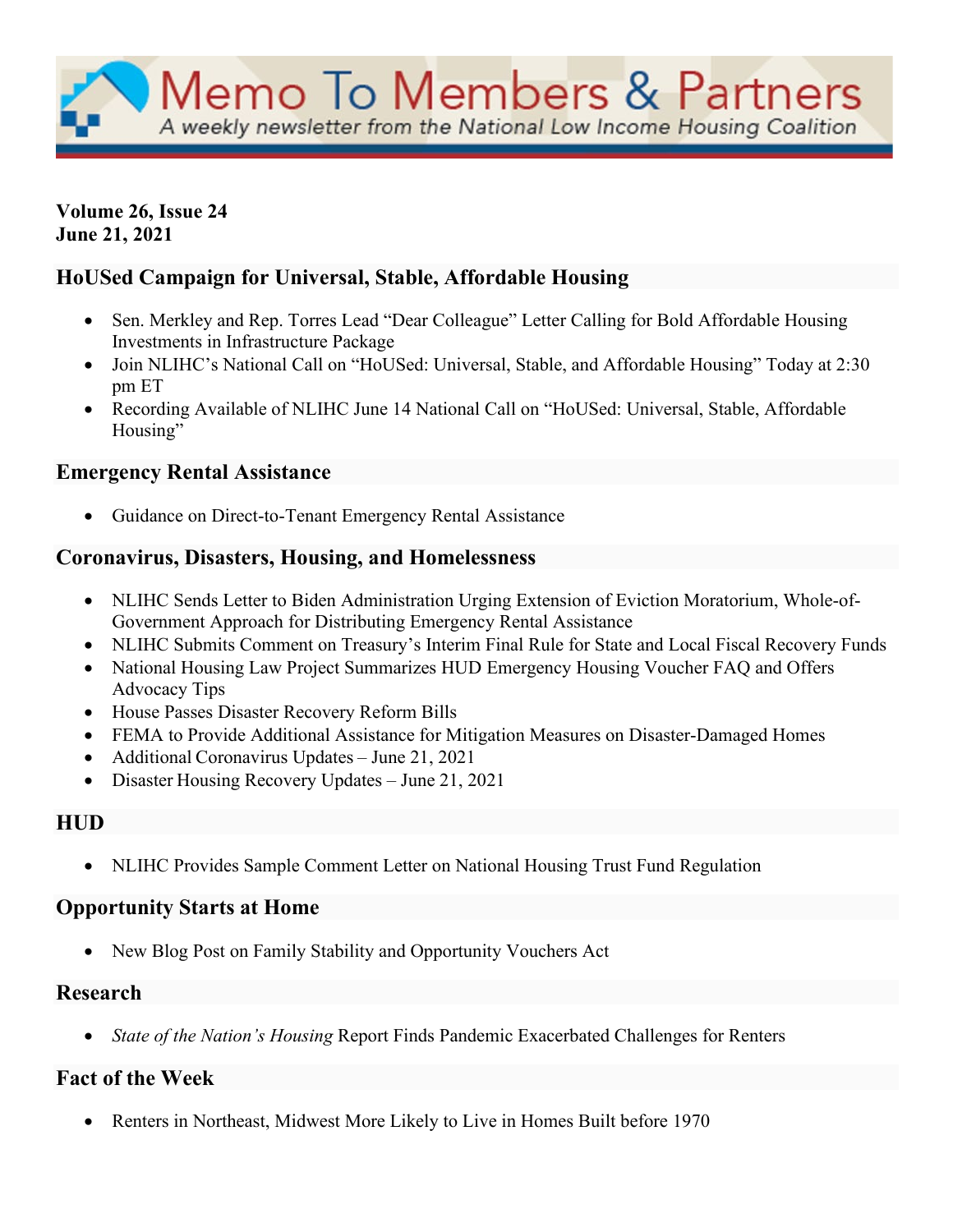# Memo To Members & Partners

A weekly newsletter from the National Low Income Housing Coalition

**Volume 26, Issue 24**
**June 21, 2021**

## HoUSed Campaign for Universal, Stable, Affordable Housing

- Sen. Merkley and Rep. Torres Lead "Dear Colleague" Letter Calling for Bold Affordable Housing Investments in Infrastructure Package
- Join NLIHC's National Call on "HoUSed: Universal, Stable, and Affordable Housing" Today at 2:30 pm ET
- Recording Available of NLIHC June 14 National Call on "HoUSed: Universal, Stable, Affordable Housing"

## Emergency Rental Assistance

- Guidance on Direct-to-Tenant Emergency Rental Assistance

## Coronavirus, Disasters, Housing, and Homelessness

- NLIHC Sends Letter to Biden Administration Urging Extension of Eviction Moratorium, Whole-of-Government Approach for Distributing Emergency Rental Assistance
- NLIHC Submits Comment on Treasury's Interim Final Rule for State and Local Fiscal Recovery Funds
- National Housing Law Project Summarizes HUD Emergency Housing Voucher FAQ and Offers Advocacy Tips
- House Passes Disaster Recovery Reform Bills
- FEMA to Provide Additional Assistance for Mitigation Measures on Disaster-Damaged Homes
- Additional Coronavirus Updates – June 21, 2021
- Disaster Housing Recovery Updates – June 21, 2021

## HUD

- NLIHC Provides Sample Comment Letter on National Housing Trust Fund Regulation

## Opportunity Starts at Home

- New Blog Post on Family Stability and Opportunity Vouchers Act

## Research

- *State of the Nation's Housing* Report Finds Pandemic Exacerbated Challenges for Renters

## Fact of the Week

- Renters in Northeast, Midwest More Likely to Live in Homes Built before 1970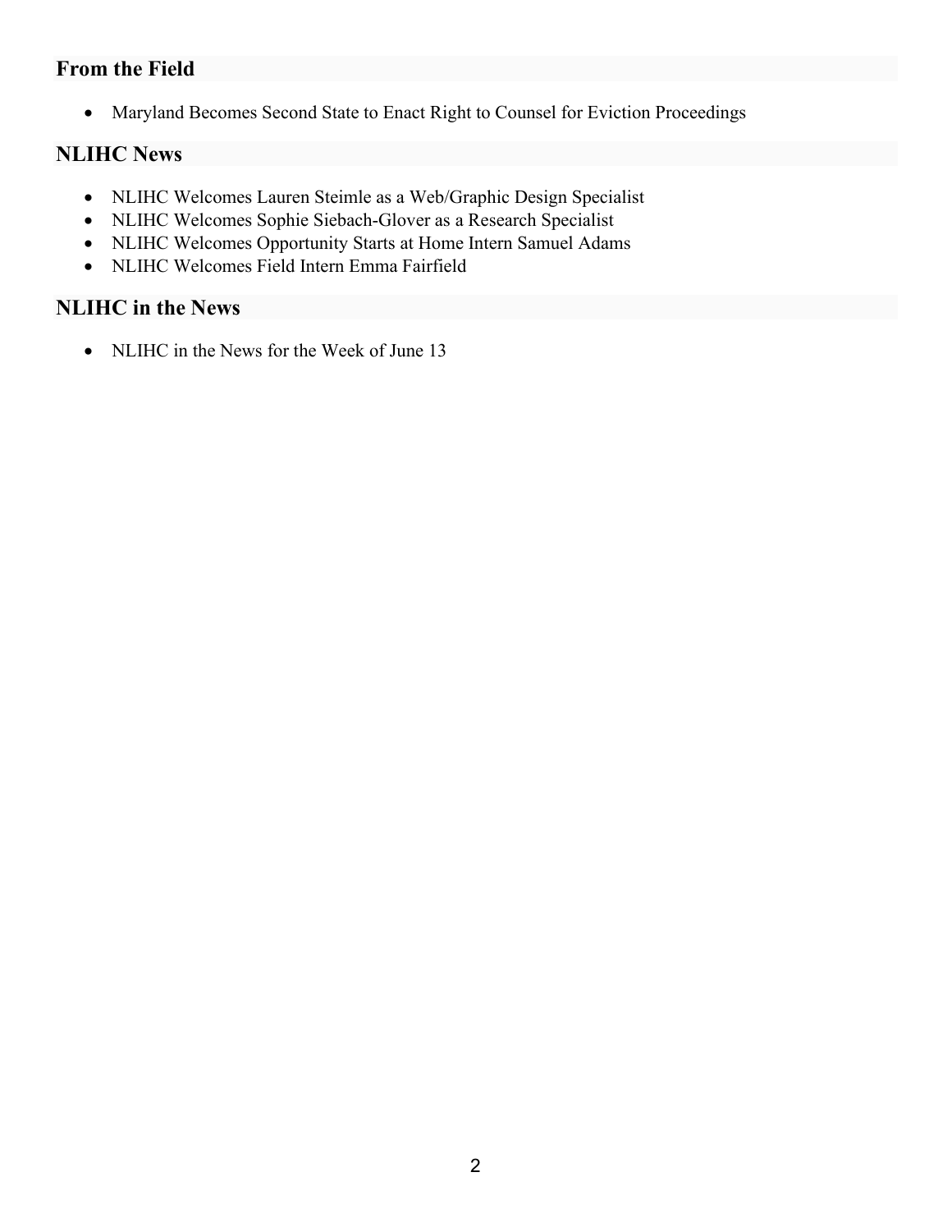## From the Field

- Maryland Becomes Second State to Enact Right to Counsel for Eviction Proceedings

## NLIHC News

- NLIHC Welcomes Lauren Steimle as a Web/Graphic Design Specialist
- NLIHC Welcomes Sophie Siebach-Glover as a Research Specialist
- NLIHC Welcomes Opportunity Starts at Home Intern Samuel Adams
- NLIHC Welcomes Field Intern Emma Fairfield

## NLIHC in the News

- NLIHC in the News for the Week of June 13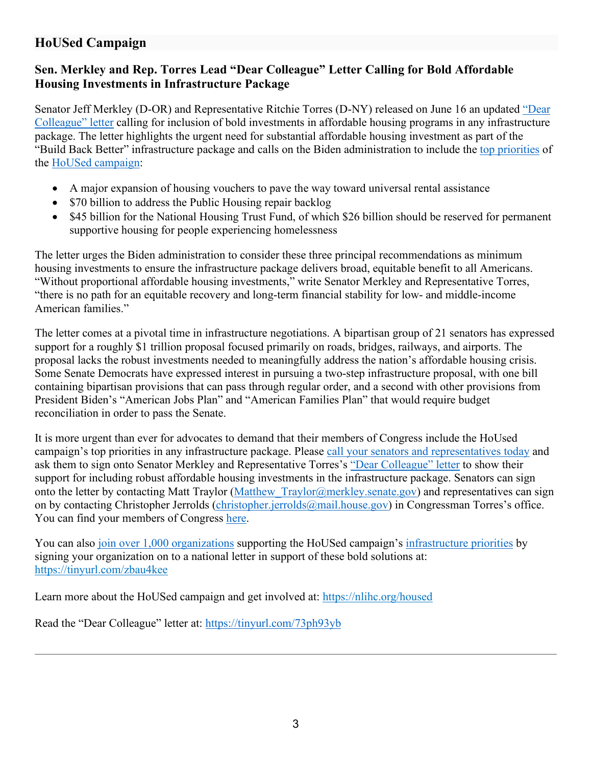## HoUSed Campaign

### Sen. Merkley and Rep. Torres Lead "Dear Colleague" Letter Calling for Bold Affordable Housing Investments in Infrastructure Package

Senator Jeff Merkley (D-OR) and Representative Ritchie Torres (D-NY) released on June 16 an updated "Dear Colleague" letter calling for inclusion of bold investments in affordable housing programs in any infrastructure package. The letter highlights the urgent need for substantial affordable housing investment as part of the "Build Back Better" infrastructure package and calls on the Biden administration to include the top priorities of the HoUSed campaign:

- A major expansion of housing vouchers to pave the way toward universal rental assistance
- $70 billion to address the Public Housing repair backlog
- $45 billion for the National Housing Trust Fund, of which $26 billion should be reserved for permanent supportive housing for people experiencing homelessness

The letter urges the Biden administration to consider these three principal recommendations as minimum housing investments to ensure the infrastructure package delivers broad, equitable benefit to all Americans. "Without proportional affordable housing investments," write Senator Merkley and Representative Torres, "there is no path for an equitable recovery and long-term financial stability for low- and middle-income American families."

The letter comes at a pivotal time in infrastructure negotiations. A bipartisan group of 21 senators has expressed support for a roughly $1 trillion proposal focused primarily on roads, bridges, railways, and airports. The proposal lacks the robust investments needed to meaningfully address the nation's affordable housing crisis. Some Senate Democrats have expressed interest in pursuing a two-step infrastructure proposal, with one bill containing bipartisan provisions that can pass through regular order, and a second with other provisions from President Biden's "American Jobs Plan" and "American Families Plan" that would require budget reconciliation in order to pass the Senate.

It is more urgent than ever for advocates to demand that their members of Congress include the HoUsed campaign's top priorities in any infrastructure package. Please call your senators and representatives today and ask them to sign onto Senator Merkley and Representative Torres's "Dear Colleague" letter to show their support for including robust affordable housing investments in the infrastructure package. Senators can sign onto the letter by contacting Matt Traylor (Matthew_Traylor@merkley.senate.gov) and representatives can sign on by contacting Christopher Jerrolds (christopher.jerrolds@mail.house.gov) in Congressman Torres's office. You can find your members of Congress here.

You can also join over 1,000 organizations supporting the HoUSed campaign's infrastructure priorities by signing your organization on to a national letter in support of these bold solutions at: https://tinyurl.com/zbau4kee

Learn more about the HoUSed campaign and get involved at: https://nlihc.org/housed

Read the "Dear Colleague" letter at: https://tinyurl.com/73ph93yb

---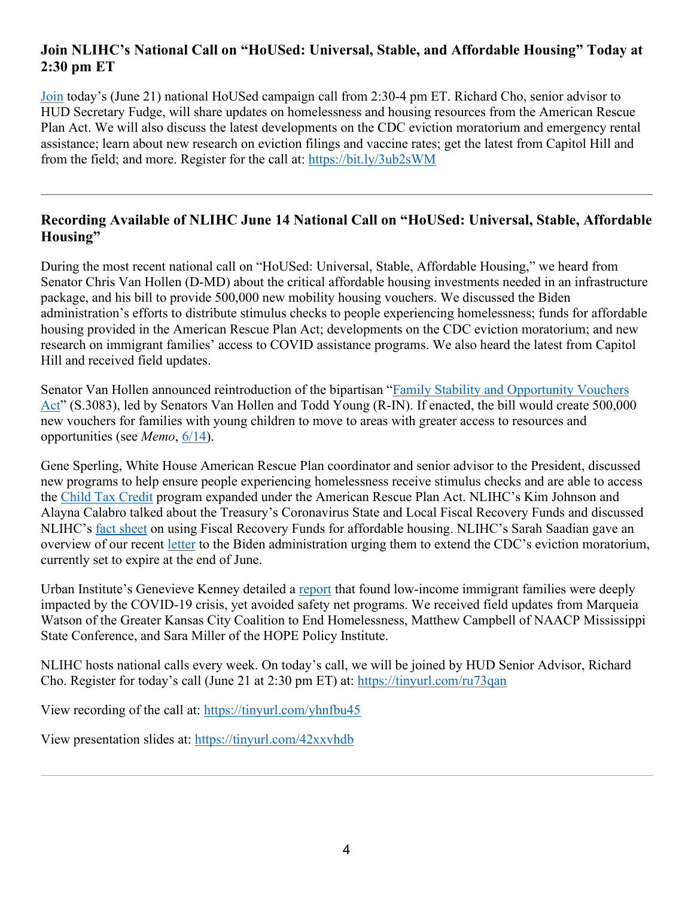### Join NLIHC's National Call on "HoUSed: Universal, Stable, and Affordable Housing" Today at 2:30 pm ET

Join today's (June 21) national HoUSed campaign call from 2:30-4 pm ET. Richard Cho, senior advisor to HUD Secretary Fudge, will share updates on homelessness and housing resources from the American Rescue Plan Act. We will also discuss the latest developments on the CDC eviction moratorium and emergency rental assistance; learn about new research on eviction filings and vaccine rates; get the latest from Capitol Hill and from the field; and more. Register for the call at: https://bit.ly/3ub2sWM

---

### Recording Available of NLIHC June 14 National Call on "HoUSed: Universal, Stable, Affordable Housing"

During the most recent national call on "HoUSed: Universal, Stable, Affordable Housing," we heard from Senator Chris Van Hollen (D-MD) about the critical affordable housing investments needed in an infrastructure package, and his bill to provide 500,000 new mobility housing vouchers. We discussed the Biden administration's efforts to distribute stimulus checks to people experiencing homelessness; funds for affordable housing provided in the American Rescue Plan Act; developments on the CDC eviction moratorium; and new research on immigrant families' access to COVID assistance programs. We also heard the latest from Capitol Hill and received field updates.

Senator Van Hollen announced reintroduction of the bipartisan "Family Stability and Opportunity Vouchers Act" (S.3083), led by Senators Van Hollen and Todd Young (R-IN). If enacted, the bill would create 500,000 new vouchers for families with young children to move to areas with greater access to resources and opportunities (see *Memo*, 6/14).

Gene Sperling, White House American Rescue Plan coordinator and senior advisor to the President, discussed new programs to help ensure people experiencing homelessness receive stimulus checks and are able to access the Child Tax Credit program expanded under the American Rescue Plan Act. NLIHC's Kim Johnson and Alayna Calabro talked about the Treasury's Coronavirus State and Local Fiscal Recovery Funds and discussed NLIHC's fact sheet on using Fiscal Recovery Funds for affordable housing. NLIHC's Sarah Saadian gave an overview of our recent letter to the Biden administration urging them to extend the CDC's eviction moratorium, currently set to expire at the end of June.

Urban Institute's Genevieve Kenney detailed a report that found low-income immigrant families were deeply impacted by the COVID-19 crisis, yet avoided safety net programs. We received field updates from Marqueia Watson of the Greater Kansas City Coalition to End Homelessness, Matthew Campbell of NAACP Mississippi State Conference, and Sara Miller of the HOPE Policy Institute.

NLIHC hosts national calls every week. On today's call, we will be joined by HUD Senior Advisor, Richard Cho. Register for today's call (June 21 at 2:30 pm ET) at: https://tinyurl.com/ru73qan

View recording of the call at: https://tinyurl.com/yhnfbu45

View presentation slides at: https://tinyurl.com/42xxvhdb

---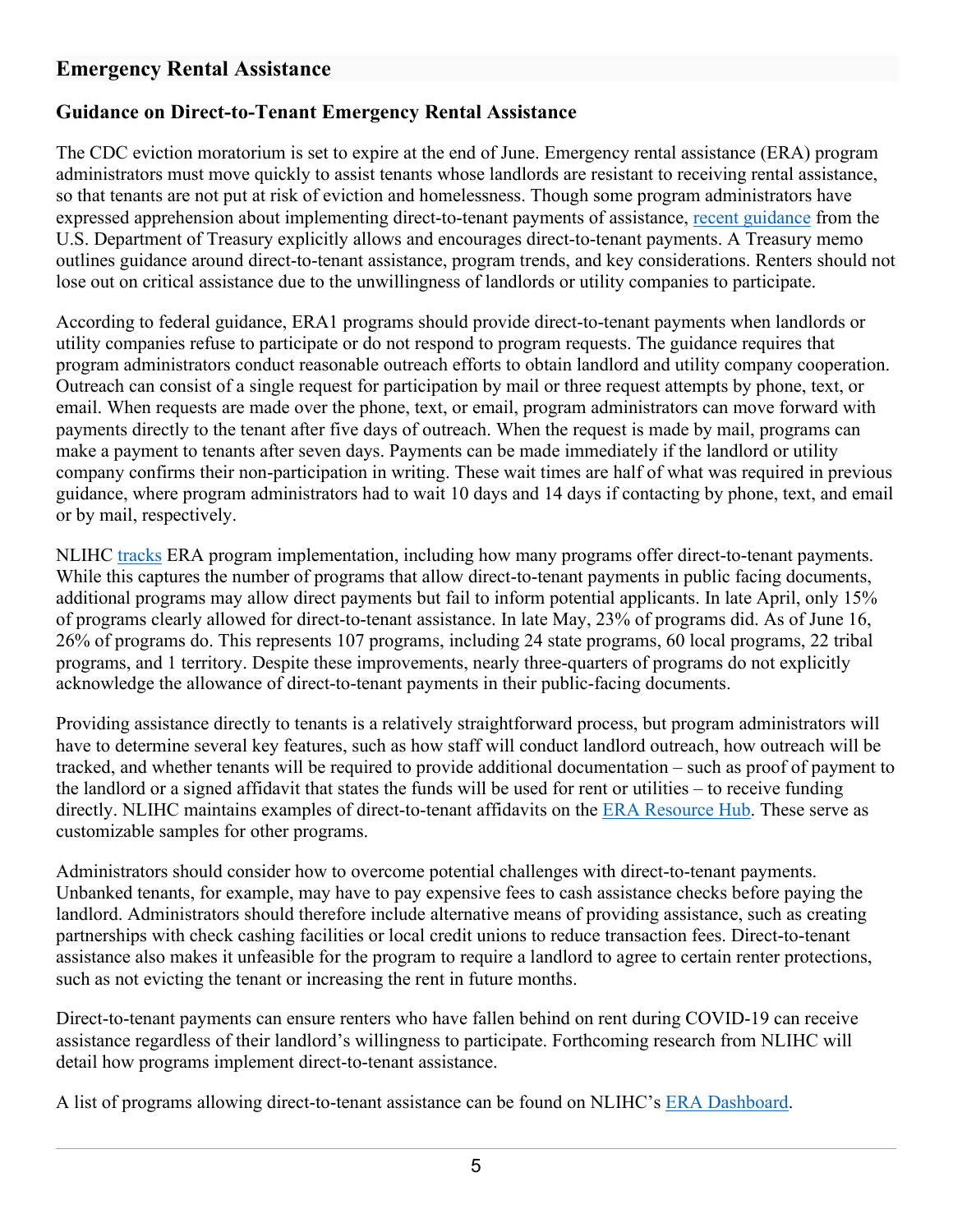## Emergency Rental Assistance

### Guidance on Direct-to-Tenant Emergency Rental Assistance

The CDC eviction moratorium is set to expire at the end of June. Emergency rental assistance (ERA) program administrators must move quickly to assist tenants whose landlords are resistant to receiving rental assistance, so that tenants are not put at risk of eviction and homelessness. Though some program administrators have expressed apprehension about implementing direct-to-tenant payments of assistance, recent guidance from the U.S. Department of Treasury explicitly allows and encourages direct-to-tenant payments. A Treasury memo outlines guidance around direct-to-tenant assistance, program trends, and key considerations. Renters should not lose out on critical assistance due to the unwillingness of landlords or utility companies to participate.

According to federal guidance, ERA1 programs should provide direct-to-tenant payments when landlords or utility companies refuse to participate or do not respond to program requests. The guidance requires that program administrators conduct reasonable outreach efforts to obtain landlord and utility company cooperation. Outreach can consist of a single request for participation by mail or three request attempts by phone, text, or email. When requests are made over the phone, text, or email, program administrators can move forward with payments directly to the tenant after five days of outreach. When the request is made by mail, programs can make a payment to tenants after seven days. Payments can be made immediately if the landlord or utility company confirms their non-participation in writing. These wait times are half of what was required in previous guidance, where program administrators had to wait 10 days and 14 days if contacting by phone, text, and email or by mail, respectively.

NLIHC tracks ERA program implementation, including how many programs offer direct-to-tenant payments. While this captures the number of programs that allow direct-to-tenant payments in public facing documents, additional programs may allow direct payments but fail to inform potential applicants. In late April, only 15% of programs clearly allowed for direct-to-tenant assistance. In late May, 23% of programs did. As of June 16, 26% of programs do. This represents 107 programs, including 24 state programs, 60 local programs, 22 tribal programs, and 1 territory. Despite these improvements, nearly three-quarters of programs do not explicitly acknowledge the allowance of direct-to-tenant payments in their public-facing documents.

Providing assistance directly to tenants is a relatively straightforward process, but program administrators will have to determine several key features, such as how staff will conduct landlord outreach, how outreach will be tracked, and whether tenants will be required to provide additional documentation – such as proof of payment to the landlord or a signed affidavit that states the funds will be used for rent or utilities – to receive funding directly. NLIHC maintains examples of direct-to-tenant affidavits on the ERA Resource Hub. These serve as customizable samples for other programs.

Administrators should consider how to overcome potential challenges with direct-to-tenant payments. Unbanked tenants, for example, may have to pay expensive fees to cash assistance checks before paying the landlord. Administrators should therefore include alternative means of providing assistance, such as creating partnerships with check cashing facilities or local credit unions to reduce transaction fees. Direct-to-tenant assistance also makes it unfeasible for the program to require a landlord to agree to certain renter protections, such as not evicting the tenant or increasing the rent in future months.

Direct-to-tenant payments can ensure renters who have fallen behind on rent during COVID-19 can receive assistance regardless of their landlord's willingness to participate. Forthcoming research from NLIHC will detail how programs implement direct-to-tenant assistance.

A list of programs allowing direct-to-tenant assistance can be found on NLIHC's ERA Dashboard.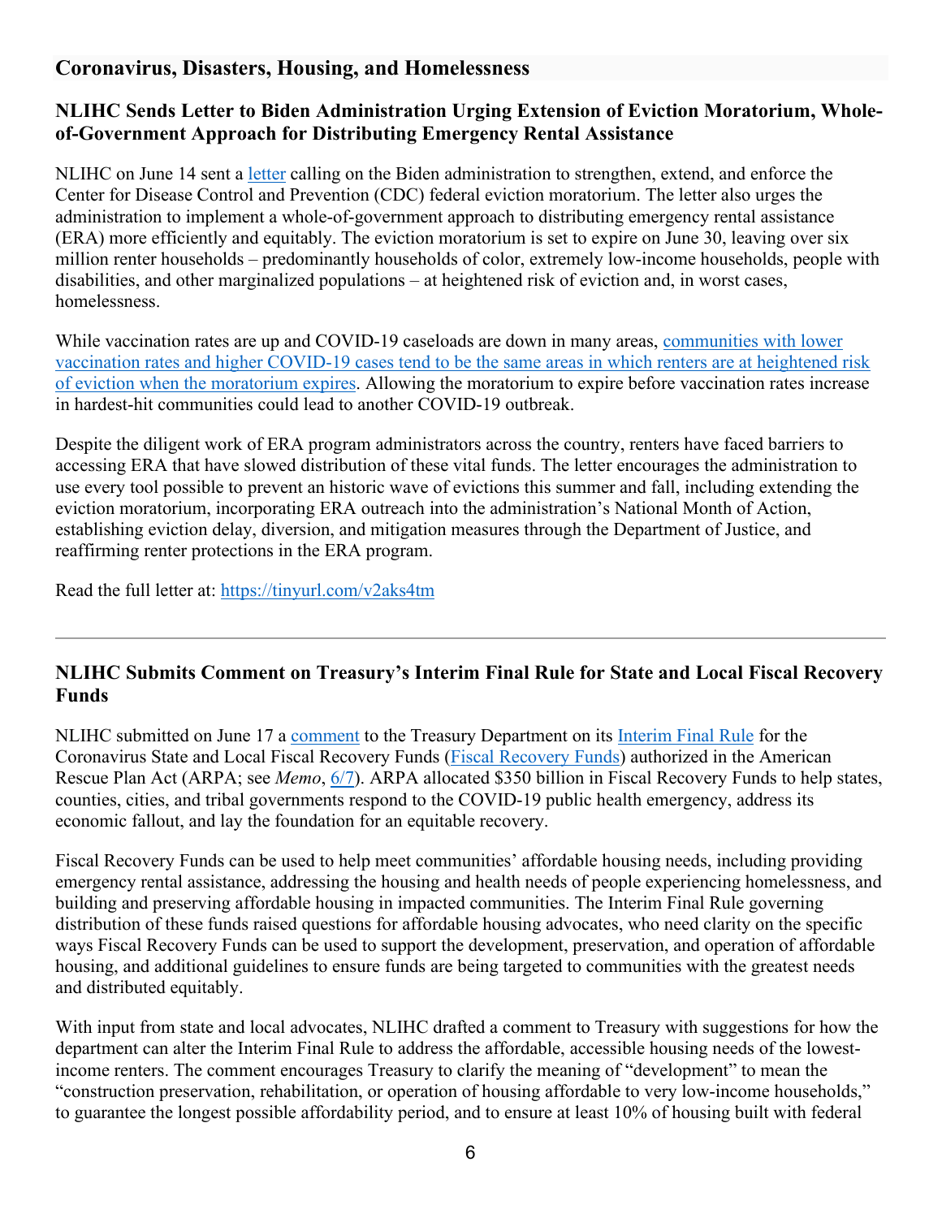## Coronavirus, Disasters, Housing, and Homelessness

### NLIHC Sends Letter to Biden Administration Urging Extension of Eviction Moratorium, Whole-of-Government Approach for Distributing Emergency Rental Assistance

NLIHC on June 14 sent a letter calling on the Biden administration to strengthen, extend, and enforce the Center for Disease Control and Prevention (CDC) federal eviction moratorium. The letter also urges the administration to implement a whole-of-government approach to distributing emergency rental assistance (ERA) more efficiently and equitably. The eviction moratorium is set to expire on June 30, leaving over six million renter households – predominantly households of color, extremely low-income households, people with disabilities, and other marginalized populations – at heightened risk of eviction and, in worst cases, homelessness.

While vaccination rates are up and COVID-19 caseloads are down in many areas, communities with lower vaccination rates and higher COVID-19 cases tend to be the same areas in which renters are at heightened risk of eviction when the moratorium expires. Allowing the moratorium to expire before vaccination rates increase in hardest-hit communities could lead to another COVID-19 outbreak.

Despite the diligent work of ERA program administrators across the country, renters have faced barriers to accessing ERA that have slowed distribution of these vital funds. The letter encourages the administration to use every tool possible to prevent an historic wave of evictions this summer and fall, including extending the eviction moratorium, incorporating ERA outreach into the administration's National Month of Action, establishing eviction delay, diversion, and mitigation measures through the Department of Justice, and reaffirming renter protections in the ERA program.

Read the full letter at: https://tinyurl.com/v2aks4tm

---

### NLIHC Submits Comment on Treasury's Interim Final Rule for State and Local Fiscal Recovery Funds

NLIHC submitted on June 17 a comment to the Treasury Department on its Interim Final Rule for the Coronavirus State and Local Fiscal Recovery Funds (Fiscal Recovery Funds) authorized in the American Rescue Plan Act (ARPA; see *Memo*, 6/7). ARPA allocated $350 billion in Fiscal Recovery Funds to help states, counties, cities, and tribal governments respond to the COVID-19 public health emergency, address its economic fallout, and lay the foundation for an equitable recovery.

Fiscal Recovery Funds can be used to help meet communities' affordable housing needs, including providing emergency rental assistance, addressing the housing and health needs of people experiencing homelessness, and building and preserving affordable housing in impacted communities. The Interim Final Rule governing distribution of these funds raised questions for affordable housing advocates, who need clarity on the specific ways Fiscal Recovery Funds can be used to support the development, preservation, and operation of affordable housing, and additional guidelines to ensure funds are being targeted to communities with the greatest needs and distributed equitably.

With input from state and local advocates, NLIHC drafted a comment to Treasury with suggestions for how the department can alter the Interim Final Rule to address the affordable, accessible housing needs of the lowest-income renters. The comment encourages Treasury to clarify the meaning of "development" to mean the "construction preservation, rehabilitation, or operation of housing affordable to very low-income households," to guarantee the longest possible affordability period, and to ensure at least 10% of housing built with federal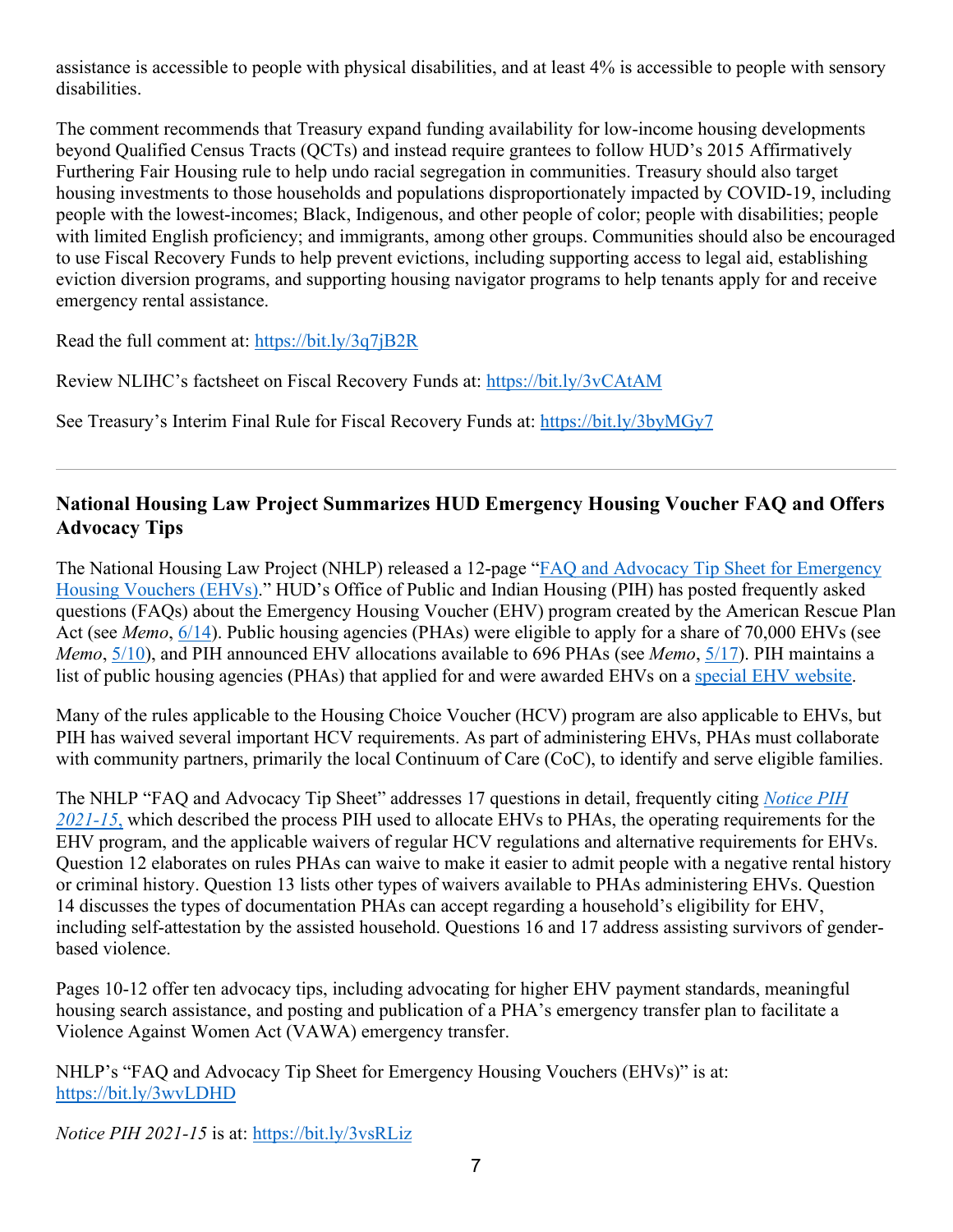assistance is accessible to people with physical disabilities, and at least 4% is accessible to people with sensory disabilities.

The comment recommends that Treasury expand funding availability for low-income housing developments beyond Qualified Census Tracts (QCTs) and instead require grantees to follow HUD's 2015 Affirmatively Furthering Fair Housing rule to help undo racial segregation in communities. Treasury should also target housing investments to those households and populations disproportionately impacted by COVID-19, including people with the lowest-incomes; Black, Indigenous, and other people of color; people with disabilities; people with limited English proficiency; and immigrants, among other groups. Communities should also be encouraged to use Fiscal Recovery Funds to help prevent evictions, including supporting access to legal aid, establishing eviction diversion programs, and supporting housing navigator programs to help tenants apply for and receive emergency rental assistance.

Read the full comment at: https://bit.ly/3q7jB2R

Review NLIHC's factsheet on Fiscal Recovery Funds at: https://bit.ly/3vCAtAM

See Treasury's Interim Final Rule for Fiscal Recovery Funds at: https://bit.ly/3byMGy7

---

### National Housing Law Project Summarizes HUD Emergency Housing Voucher FAQ and Offers Advocacy Tips

The National Housing Law Project (NHLP) released a 12-page "FAQ and Advocacy Tip Sheet for Emergency Housing Vouchers (EHVs)." HUD's Office of Public and Indian Housing (PIH) has posted frequently asked questions (FAQs) about the Emergency Housing Voucher (EHV) program created by the American Rescue Plan Act (see *Memo*, 6/14). Public housing agencies (PHAs) were eligible to apply for a share of 70,000 EHVs (see *Memo*, 5/10), and PIH announced EHV allocations available to 696 PHAs (see *Memo*, 5/17). PIH maintains a list of public housing agencies (PHAs) that applied for and were awarded EHVs on a special EHV website.

Many of the rules applicable to the Housing Choice Voucher (HCV) program are also applicable to EHVs, but PIH has waived several important HCV requirements. As part of administering EHVs, PHAs must collaborate with community partners, primarily the local Continuum of Care (CoC), to identify and serve eligible families.

The NHLP "FAQ and Advocacy Tip Sheet" addresses 17 questions in detail, frequently citing *Notice PIH 2021-15,* which described the process PIH used to allocate EHVs to PHAs, the operating requirements for the EHV program, and the applicable waivers of regular HCV regulations and alternative requirements for EHVs. Question 12 elaborates on rules PHAs can waive to make it easier to admit people with a negative rental history or criminal history. Question 13 lists other types of waivers available to PHAs administering EHVs. Question 14 discusses the types of documentation PHAs can accept regarding a household's eligibility for EHV, including self-attestation by the assisted household. Questions 16 and 17 address assisting survivors of gender-based violence.

Pages 10-12 offer ten advocacy tips, including advocating for higher EHV payment standards, meaningful housing search assistance, and posting and publication of a PHA's emergency transfer plan to facilitate a Violence Against Women Act (VAWA) emergency transfer.

NHLP's "FAQ and Advocacy Tip Sheet for Emergency Housing Vouchers (EHVs)" is at: https://bit.ly/3wvLDHD

*Notice PIH 2021-15* is at: https://bit.ly/3vsRLiz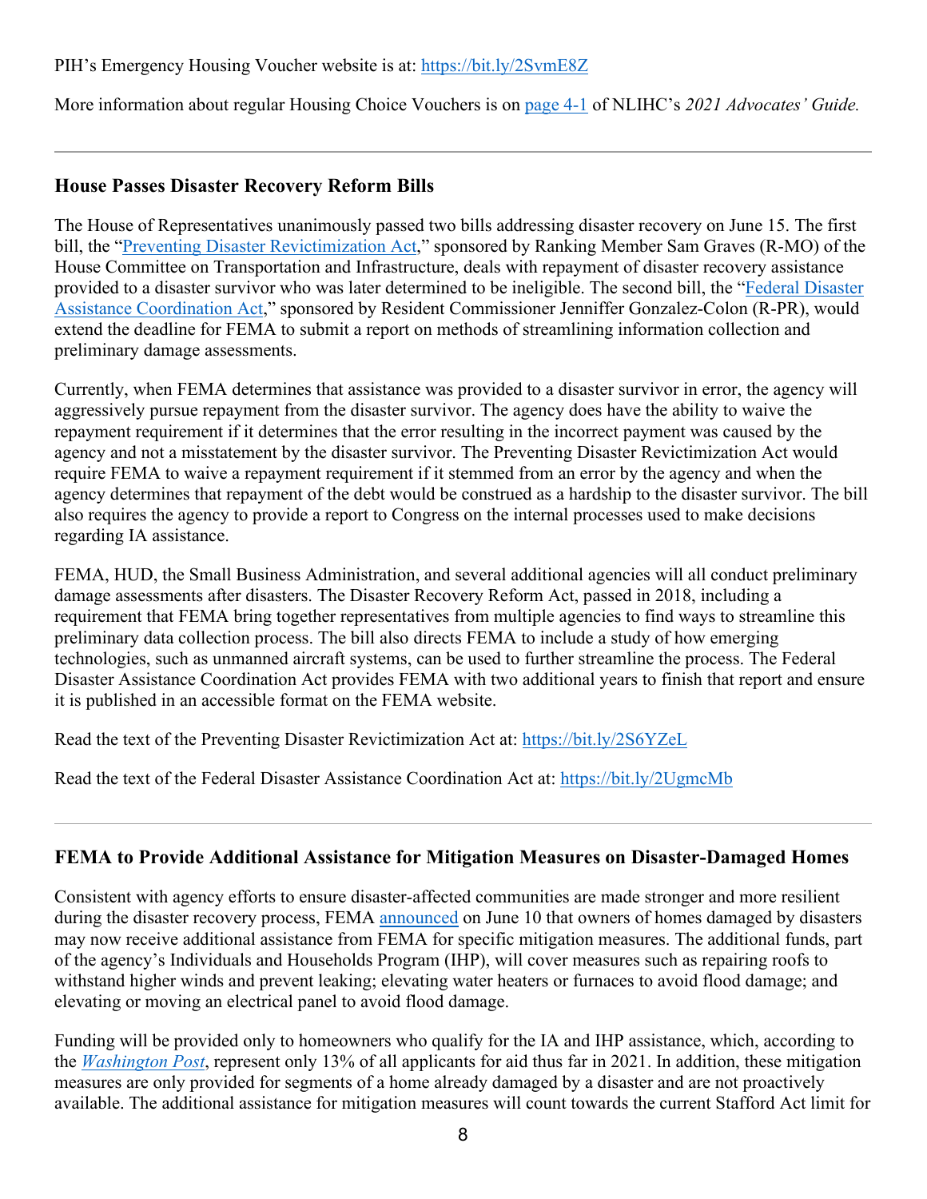PIH's Emergency Housing Voucher website is at: https://bit.ly/2SvmE8Z

More information about regular Housing Choice Vouchers is on page 4-1 of NLIHC's *2021 Advocates' Guide.*

---

### House Passes Disaster Recovery Reform Bills

The House of Representatives unanimously passed two bills addressing disaster recovery on June 15. The first bill, the "Preventing Disaster Revictimization Act," sponsored by Ranking Member Sam Graves (R-MO) of the House Committee on Transportation and Infrastructure, deals with repayment of disaster recovery assistance provided to a disaster survivor who was later determined to be ineligible. The second bill, the "Federal Disaster Assistance Coordination Act," sponsored by Resident Commissioner Jenniffer Gonzalez-Colon (R-PR), would extend the deadline for FEMA to submit a report on methods of streamlining information collection and preliminary damage assessments.

Currently, when FEMA determines that assistance was provided to a disaster survivor in error, the agency will aggressively pursue repayment from the disaster survivor. The agency does have the ability to waive the repayment requirement if it determines that the error resulting in the incorrect payment was caused by the agency and not a misstatement by the disaster survivor. The Preventing Disaster Revictimization Act would require FEMA to waive a repayment requirement if it stemmed from an error by the agency and when the agency determines that repayment of the debt would be construed as a hardship to the disaster survivor. The bill also requires the agency to provide a report to Congress on the internal processes used to make decisions regarding IA assistance.

FEMA, HUD, the Small Business Administration, and several additional agencies will all conduct preliminary damage assessments after disasters. The Disaster Recovery Reform Act, passed in 2018, including a requirement that FEMA bring together representatives from multiple agencies to find ways to streamline this preliminary data collection process. The bill also directs FEMA to include a study of how emerging technologies, such as unmanned aircraft systems, can be used to further streamline the process. The Federal Disaster Assistance Coordination Act provides FEMA with two additional years to finish that report and ensure it is published in an accessible format on the FEMA website.

Read the text of the Preventing Disaster Revictimization Act at: https://bit.ly/2S6YZeL

Read the text of the Federal Disaster Assistance Coordination Act at: https://bit.ly/2UgmcMb

---

### FEMA to Provide Additional Assistance for Mitigation Measures on Disaster-Damaged Homes

Consistent with agency efforts to ensure disaster-affected communities are made stronger and more resilient during the disaster recovery process, FEMA announced on June 10 that owners of homes damaged by disasters may now receive additional assistance from FEMA for specific mitigation measures. The additional funds, part of the agency's Individuals and Households Program (IHP), will cover measures such as repairing roofs to withstand higher winds and prevent leaking; elevating water heaters or furnaces to avoid flood damage; and elevating or moving an electrical panel to avoid flood damage.

Funding will be provided only to homeowners who qualify for the IA and IHP assistance, which, according to the *Washington Post*, represent only 13% of all applicants for aid thus far in 2021. In addition, these mitigation measures are only provided for segments of a home already damaged by a disaster and are not proactively available. The additional assistance for mitigation measures will count towards the current Stafford Act limit for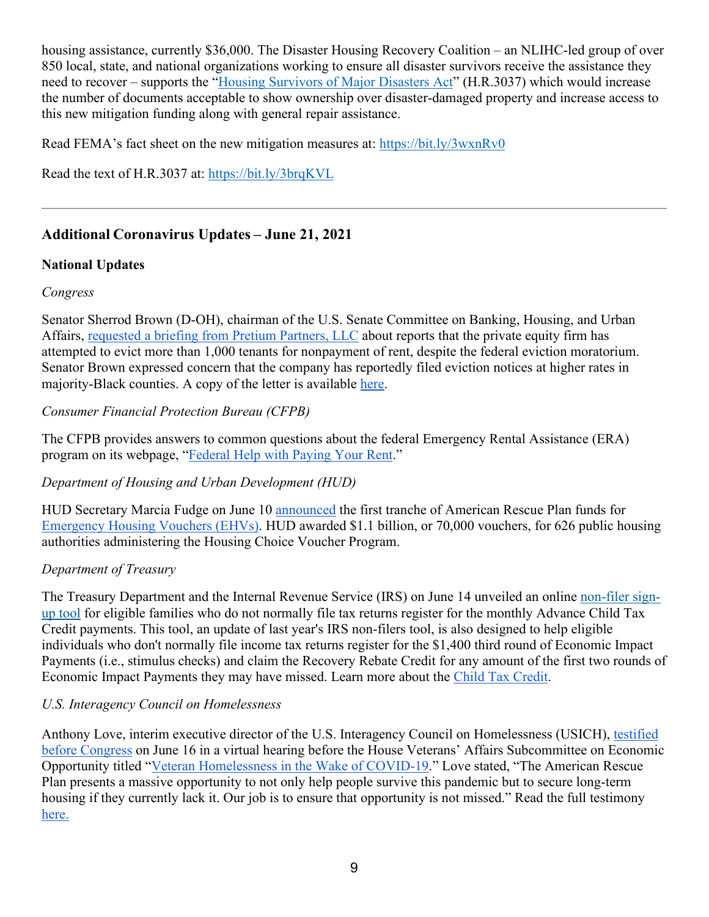housing assistance, currently $36,000. The Disaster Housing Recovery Coalition – an NLIHC-led group of over 850 local, state, and national organizations working to ensure all disaster survivors receive the assistance they need to recover – supports the "Housing Survivors of Major Disasters Act" (H.R.3037) which would increase the number of documents acceptable to show ownership over disaster-damaged property and increase access to this new mitigation funding along with general repair assistance.

Read FEMA's fact sheet on the new mitigation measures at: https://bit.ly/3wxnRv0

Read the text of H.R.3037 at: https://bit.ly/3brqKVL

---

## Additional Coronavirus Updates – June 21, 2021

### National Updates

*Congress*

Senator Sherrod Brown (D-OH), chairman of the U.S. Senate Committee on Banking, Housing, and Urban Affairs, requested a briefing from Pretium Partners, LLC about reports that the private equity firm has attempted to evict more than 1,000 tenants for nonpayment of rent, despite the federal eviction moratorium. Senator Brown expressed concern that the company has reportedly filed eviction notices at higher rates in majority-Black counties. A copy of the letter is available here.

*Consumer Financial Protection Bureau (CFPB)*

The CFPB provides answers to common questions about the federal Emergency Rental Assistance (ERA) program on its webpage, "Federal Help with Paying Your Rent."

*Department of Housing and Urban Development (HUD)*

HUD Secretary Marcia Fudge on June 10 announced the first tranche of American Rescue Plan funds for Emergency Housing Vouchers (EHVs). HUD awarded $1.1 billion, or 70,000 vouchers, for 626 public housing authorities administering the Housing Choice Voucher Program.

*Department of Treasury*

The Treasury Department and the Internal Revenue Service (IRS) on June 14 unveiled an online non-filer sign-up tool for eligible families who do not normally file tax returns register for the monthly Advance Child Tax Credit payments. This tool, an update of last year's IRS non-filers tool, is also designed to help eligible individuals who don't normally file income tax returns register for the $1,400 third round of Economic Impact Payments (i.e., stimulus checks) and claim the Recovery Rebate Credit for any amount of the first two rounds of Economic Impact Payments they may have missed. Learn more about the Child Tax Credit.

*U.S. Interagency Council on Homelessness*

Anthony Love, interim executive director of the U.S. Interagency Council on Homelessness (USICH), testified before Congress on June 16 in a virtual hearing before the House Veterans' Affairs Subcommittee on Economic Opportunity titled "Veteran Homelessness in the Wake of COVID-19." Love stated, "The American Rescue Plan presents a massive opportunity to not only help people survive this pandemic but to secure long-term housing if they currently lack it. Our job is to ensure that opportunity is not missed." Read the full testimony here.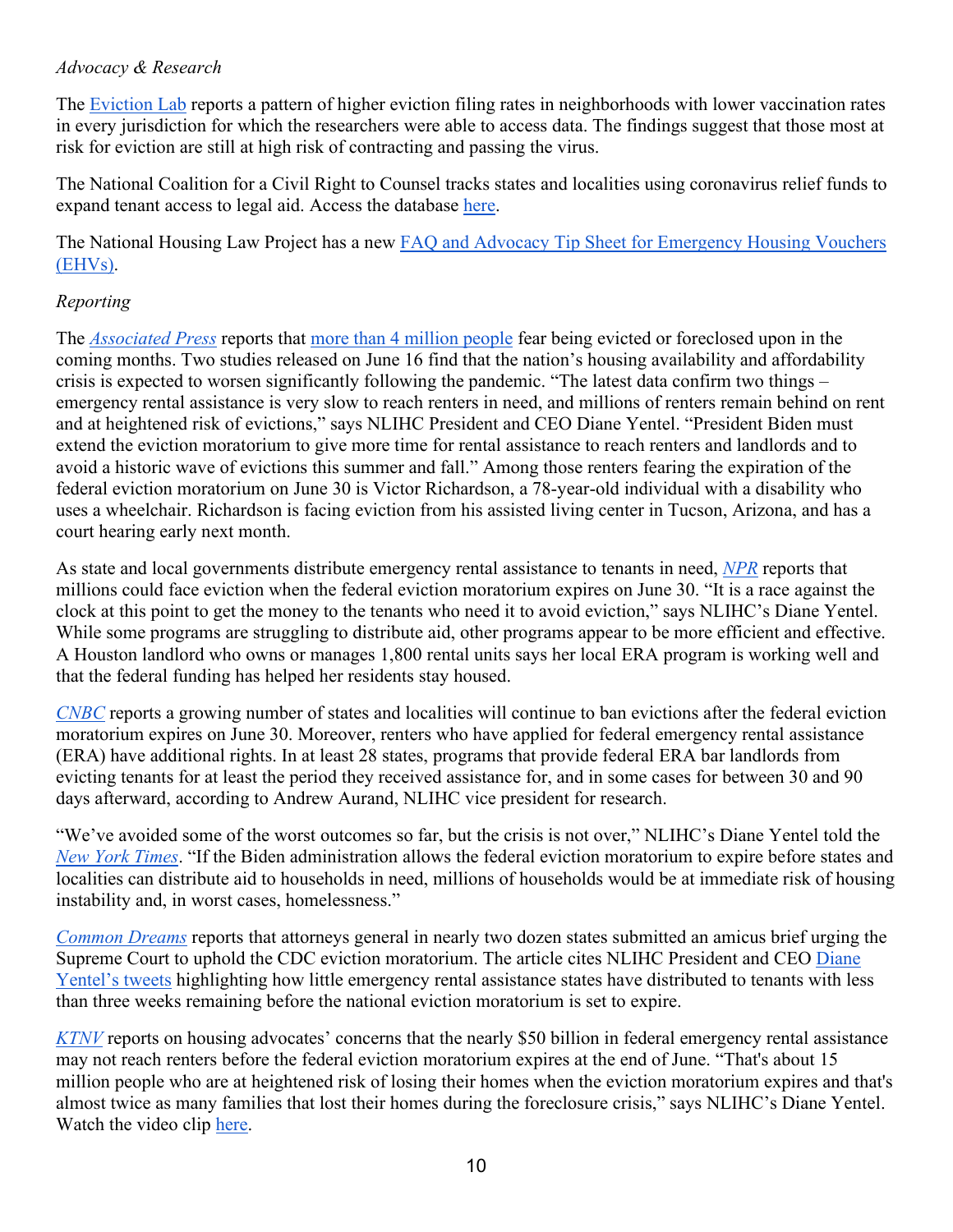*Advocacy & Research*

The Eviction Lab reports a pattern of higher eviction filing rates in neighborhoods with lower vaccination rates in every jurisdiction for which the researchers were able to access data. The findings suggest that those most at risk for eviction are still at high risk of contracting and passing the virus.

The National Coalition for a Civil Right to Counsel tracks states and localities using coronavirus relief funds to expand tenant access to legal aid. Access the database here.

The National Housing Law Project has a new FAQ and Advocacy Tip Sheet for Emergency Housing Vouchers (EHVs).

*Reporting*

The *Associated Press* reports that more than 4 million people fear being evicted or foreclosed upon in the coming months. Two studies released on June 16 find that the nation's housing availability and affordability crisis is expected to worsen significantly following the pandemic. "The latest data confirm two things – emergency rental assistance is very slow to reach renters in need, and millions of renters remain behind on rent and at heightened risk of evictions," says NLIHC President and CEO Diane Yentel. "President Biden must extend the eviction moratorium to give more time for rental assistance to reach renters and landlords and to avoid a historic wave of evictions this summer and fall." Among those renters fearing the expiration of the federal eviction moratorium on June 30 is Victor Richardson, a 78-year-old individual with a disability who uses a wheelchair. Richardson is facing eviction from his assisted living center in Tucson, Arizona, and has a court hearing early next month.

As state and local governments distribute emergency rental assistance to tenants in need, *NPR* reports that millions could face eviction when the federal eviction moratorium expires on June 30. "It is a race against the clock at this point to get the money to the tenants who need it to avoid eviction," says NLIHC's Diane Yentel. While some programs are struggling to distribute aid, other programs appear to be more efficient and effective. A Houston landlord who owns or manages 1,800 rental units says her local ERA program is working well and that the federal funding has helped her residents stay housed.

*CNBC* reports a growing number of states and localities will continue to ban evictions after the federal eviction moratorium expires on June 30. Moreover, renters who have applied for federal emergency rental assistance (ERA) have additional rights. In at least 28 states, programs that provide federal ERA bar landlords from evicting tenants for at least the period they received assistance for, and in some cases for between 30 and 90 days afterward, according to Andrew Aurand, NLIHC vice president for research.

"We've avoided some of the worst outcomes so far, but the crisis is not over," NLIHC's Diane Yentel told the *New York Times*. "If the Biden administration allows the federal eviction moratorium to expire before states and localities can distribute aid to households in need, millions of households would be at immediate risk of housing instability and, in worst cases, homelessness."

*Common Dreams* reports that attorneys general in nearly two dozen states submitted an amicus brief urging the Supreme Court to uphold the CDC eviction moratorium. The article cites NLIHC President and CEO Diane Yentel's tweets highlighting how little emergency rental assistance states have distributed to tenants with less than three weeks remaining before the national eviction moratorium is set to expire.

*KTNV* reports on housing advocates' concerns that the nearly $50 billion in federal emergency rental assistance may not reach renters before the federal eviction moratorium expires at the end of June. "That's about 15 million people who are at heightened risk of losing their homes when the eviction moratorium expires and that's almost twice as many families that lost their homes during the foreclosure crisis," says NLIHC's Diane Yentel. Watch the video clip here.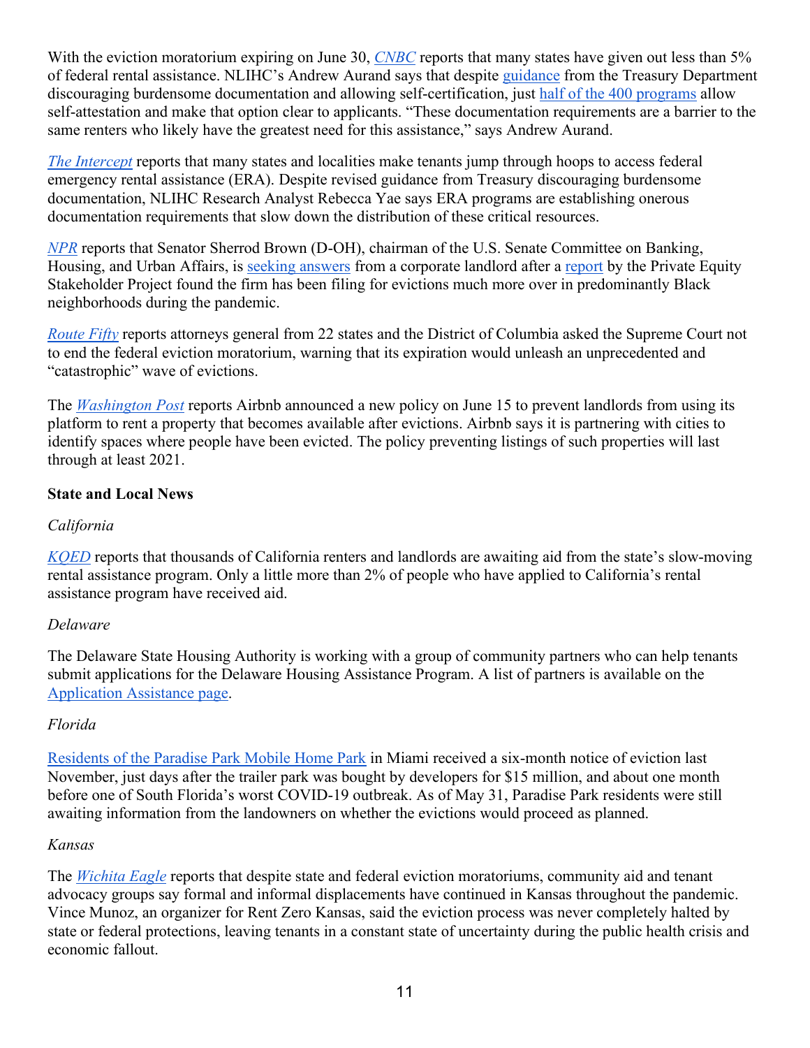With the eviction moratorium expiring on June 30, *CNBC* reports that many states have given out less than 5% of federal rental assistance. NLIHC's Andrew Aurand says that despite guidance from the Treasury Department discouraging burdensome documentation and allowing self-certification, just half of the 400 programs allow self-attestation and make that option clear to applicants. "These documentation requirements are a barrier to the same renters who likely have the greatest need for this assistance," says Andrew Aurand.

*The Intercept* reports that many states and localities make tenants jump through hoops to access federal emergency rental assistance (ERA). Despite revised guidance from Treasury discouraging burdensome documentation, NLIHC Research Analyst Rebecca Yae says ERA programs are establishing onerous documentation requirements that slow down the distribution of these critical resources.

*NPR* reports that Senator Sherrod Brown (D-OH), chairman of the U.S. Senate Committee on Banking, Housing, and Urban Affairs, is seeking answers from a corporate landlord after a report by the Private Equity Stakeholder Project found the firm has been filing for evictions much more over in predominantly Black neighborhoods during the pandemic.

*Route Fifty* reports attorneys general from 22 states and the District of Columbia asked the Supreme Court not to end the federal eviction moratorium, warning that its expiration would unleash an unprecedented and "catastrophic" wave of evictions.

The *Washington Post* reports Airbnb announced a new policy on June 15 to prevent landlords from using its platform to rent a property that becomes available after evictions. Airbnb says it is partnering with cities to identify spaces where people have been evicted. The policy preventing listings of such properties will last through at least 2021.

**State and Local News**

*California*

*KQED* reports that thousands of California renters and landlords are awaiting aid from the state's slow-moving rental assistance program. Only a little more than 2% of people who have applied to California's rental assistance program have received aid.

*Delaware*

The Delaware State Housing Authority is working with a group of community partners who can help tenants submit applications for the Delaware Housing Assistance Program. A list of partners is available on the Application Assistance page.

*Florida*

Residents of the Paradise Park Mobile Home Park in Miami received a six-month notice of eviction last November, just days after the trailer park was bought by developers for $15 million, and about one month before one of South Florida's worst COVID-19 outbreak. As of May 31, Paradise Park residents were still awaiting information from the landowners on whether the evictions would proceed as planned.

*Kansas*

The *Wichita Eagle* reports that despite state and federal eviction moratoriums, community aid and tenant advocacy groups say formal and informal displacements have continued in Kansas throughout the pandemic. Vince Munoz, an organizer for Rent Zero Kansas, said the eviction process was never completely halted by state or federal protections, leaving tenants in a constant state of uncertainty during the public health crisis and economic fallout.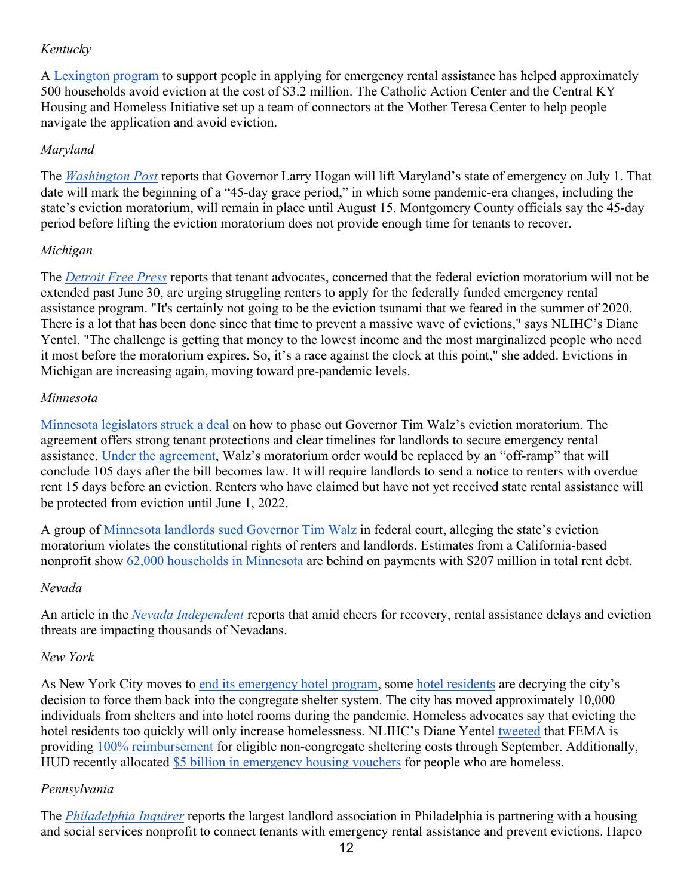*Kentucky*

A Lexington program to support people in applying for emergency rental assistance has helped approximately 500 households avoid eviction at the cost of $3.2 million. The Catholic Action Center and the Central KY Housing and Homeless Initiative set up a team of connectors at the Mother Teresa Center to help people navigate the application and avoid eviction.

*Maryland*

The *Washington Post* reports that Governor Larry Hogan will lift Maryland's state of emergency on July 1. That date will mark the beginning of a "45-day grace period," in which some pandemic-era changes, including the state's eviction moratorium, will remain in place until August 15. Montgomery County officials say the 45-day period before lifting the eviction moratorium does not provide enough time for tenants to recover.

*Michigan*

The *Detroit Free Press* reports that tenant advocates, concerned that the federal eviction moratorium will not be extended past June 30, are urging struggling renters to apply for the federally funded emergency rental assistance program. "It's certainly not going to be the eviction tsunami that we feared in the summer of 2020. There is a lot that has been done since that time to prevent a massive wave of evictions," says NLIHC's Diane Yentel. "The challenge is getting that money to the lowest income and the most marginalized people who need it most before the moratorium expires. So, it's a race against the clock at this point," she added. Evictions in Michigan are increasing again, moving toward pre-pandemic levels.

*Minnesota*

Minnesota legislators struck a deal on how to phase out Governor Tim Walz's eviction moratorium. The agreement offers strong tenant protections and clear timelines for landlords to secure emergency rental assistance. Under the agreement, Walz's moratorium order would be replaced by an "off-ramp" that will conclude 105 days after the bill becomes law. It will require landlords to send a notice to renters with overdue rent 15 days before an eviction. Renters who have claimed but have not yet received state rental assistance will be protected from eviction until June 1, 2022.

A group of Minnesota landlords sued Governor Tim Walz in federal court, alleging the state's eviction moratorium violates the constitutional rights of renters and landlords. Estimates from a California-based nonprofit show 62,000 households in Minnesota are behind on payments with $207 million in total rent debt.

*Nevada*

An article in the *Nevada Independent* reports that amid cheers for recovery, rental assistance delays and eviction threats are impacting thousands of Nevadans.

*New York*

As New York City moves to end its emergency hotel program, some hotel residents are decrying the city's decision to force them back into the congregate shelter system. The city has moved approximately 10,000 individuals from shelters and into hotel rooms during the pandemic. Homeless advocates say that evicting the hotel residents too quickly will only increase homelessness. NLIHC's Diane Yentel tweeted that FEMA is providing 100% reimbursement for eligible non-congregate sheltering costs through September. Additionally, HUD recently allocated $5 billion in emergency housing vouchers for people who are homeless.

*Pennsylvania*

The *Philadelphia Inquirer* reports the largest landlord association in Philadelphia is partnering with a housing and social services nonprofit to connect tenants with emergency rental assistance and prevent evictions. Hapco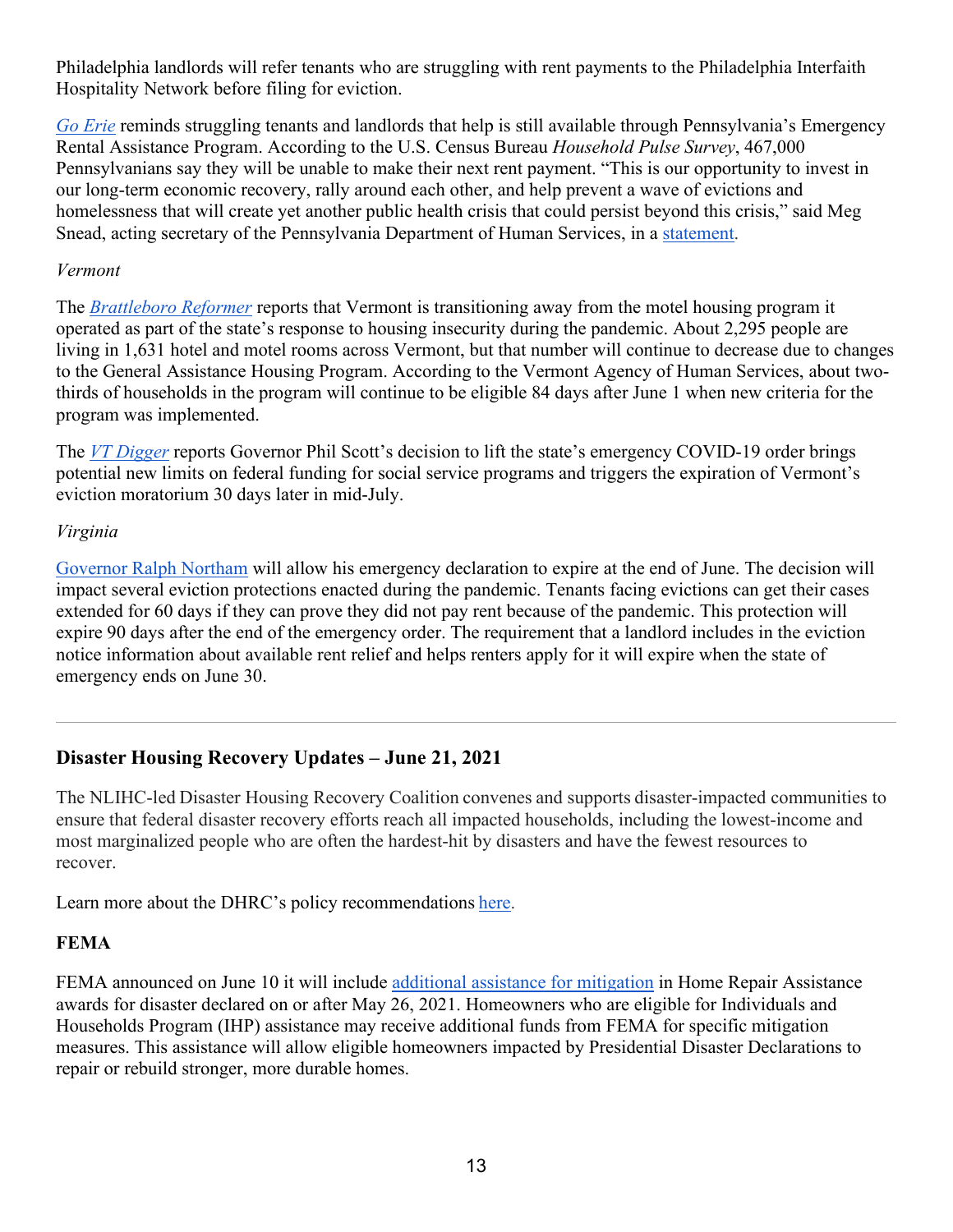Philadelphia landlords will refer tenants who are struggling with rent payments to the Philadelphia Interfaith Hospitality Network before filing for eviction.

*Go Erie* reminds struggling tenants and landlords that help is still available through Pennsylvania's Emergency Rental Assistance Program. According to the U.S. Census Bureau *Household Pulse Survey*, 467,000 Pennsylvanians say they will be unable to make their next rent payment. "This is our opportunity to invest in our long-term economic recovery, rally around each other, and help prevent a wave of evictions and homelessness that will create yet another public health crisis that could persist beyond this crisis," said Meg Snead, acting secretary of the Pennsylvania Department of Human Services, in a statement.

*Vermont*

The *Brattleboro Reformer* reports that Vermont is transitioning away from the motel housing program it operated as part of the state's response to housing insecurity during the pandemic. About 2,295 people are living in 1,631 hotel and motel rooms across Vermont, but that number will continue to decrease due to changes to the General Assistance Housing Program. According to the Vermont Agency of Human Services, about two-thirds of households in the program will continue to be eligible 84 days after June 1 when new criteria for the program was implemented.

The *VT Digger* reports Governor Phil Scott's decision to lift the state's emergency COVID-19 order brings potential new limits on federal funding for social service programs and triggers the expiration of Vermont's eviction moratorium 30 days later in mid-July.

*Virginia*

Governor Ralph Northam will allow his emergency declaration to expire at the end of June. The decision will impact several eviction protections enacted during the pandemic. Tenants facing evictions can get their cases extended for 60 days if they can prove they did not pay rent because of the pandemic. This protection will expire 90 days after the end of the emergency order. The requirement that a landlord includes in the eviction notice information about available rent relief and helps renters apply for it will expire when the state of emergency ends on June 30.

---

## Disaster Housing Recovery Updates – June 21, 2021

The NLIHC-led Disaster Housing Recovery Coalition convenes and supports disaster-impacted communities to ensure that federal disaster recovery efforts reach all impacted households, including the lowest-income and most marginalized people who are often the hardest-hit by disasters and have the fewest resources to recover.

Learn more about the DHRC's policy recommendations here.

### FEMA

FEMA announced on June 10 it will include additional assistance for mitigation in Home Repair Assistance awards for disaster declared on or after May 26, 2021. Homeowners who are eligible for Individuals and Households Program (IHP) assistance may receive additional funds from FEMA for specific mitigation measures. This assistance will allow eligible homeowners impacted by Presidential Disaster Declarations to repair or rebuild stronger, more durable homes.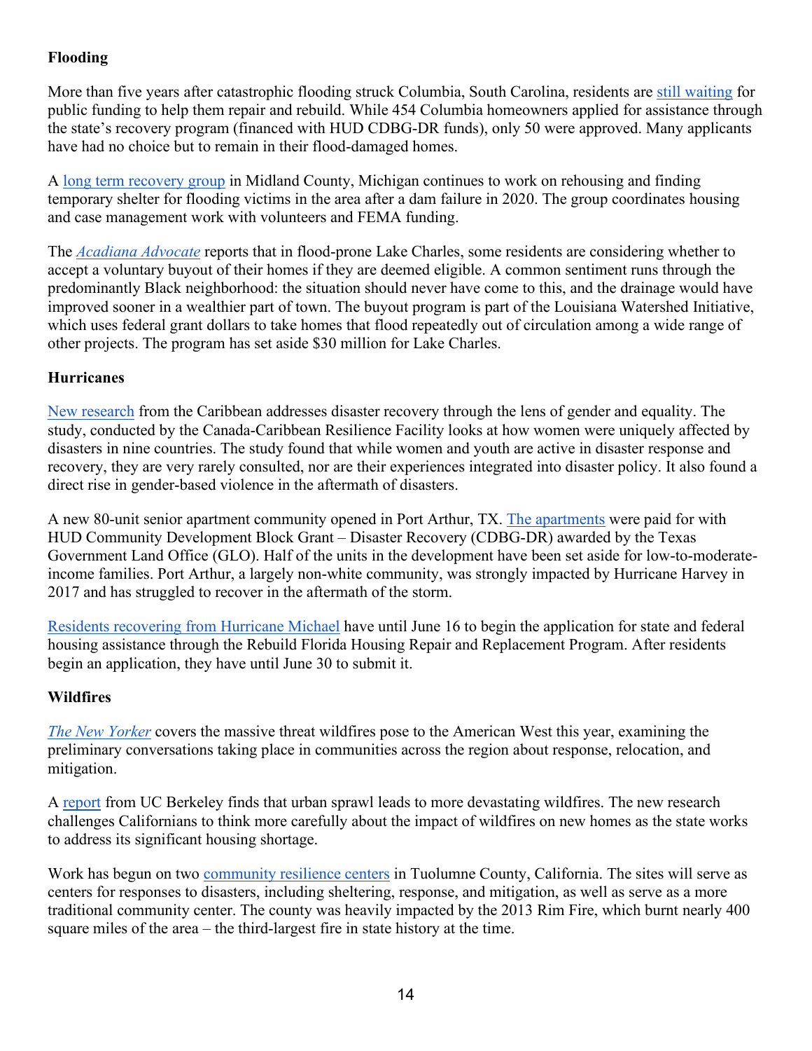**Flooding**

More than five years after catastrophic flooding struck Columbia, South Carolina, residents are still waiting for public funding to help them repair and rebuild. While 454 Columbia homeowners applied for assistance through the state's recovery program (financed with HUD CDBG-DR funds), only 50 were approved. Many applicants have had no choice but to remain in their flood-damaged homes.

A long term recovery group in Midland County, Michigan continues to work on rehousing and finding temporary shelter for flooding victims in the area after a dam failure in 2020. The group coordinates housing and case management work with volunteers and FEMA funding.

The *Acadiana Advocate* reports that in flood-prone Lake Charles, some residents are considering whether to accept a voluntary buyout of their homes if they are deemed eligible. A common sentiment runs through the predominantly Black neighborhood: the situation should never have come to this, and the drainage would have improved sooner in a wealthier part of town. The buyout program is part of the Louisiana Watershed Initiative, which uses federal grant dollars to take homes that flood repeatedly out of circulation among a wide range of other projects. The program has set aside $30 million for Lake Charles.

**Hurricanes**

New research from the Caribbean addresses disaster recovery through the lens of gender and equality. The study, conducted by the Canada-Caribbean Resilience Facility looks at how women were uniquely affected by disasters in nine countries. The study found that while women and youth are active in disaster response and recovery, they are very rarely consulted, nor are their experiences integrated into disaster policy. It also found a direct rise in gender-based violence in the aftermath of disasters.

A new 80-unit senior apartment community opened in Port Arthur, TX. The apartments were paid for with HUD Community Development Block Grant – Disaster Recovery (CDBG-DR) awarded by the Texas Government Land Office (GLO). Half of the units in the development have been set aside for low-to-moderate-income families. Port Arthur, a largely non-white community, was strongly impacted by Hurricane Harvey in 2017 and has struggled to recover in the aftermath of the storm.

Residents recovering from Hurricane Michael have until June 16 to begin the application for state and federal housing assistance through the Rebuild Florida Housing Repair and Replacement Program. After residents begin an application, they have until June 30 to submit it.

**Wildfires**

*The New Yorker* covers the massive threat wildfires pose to the American West this year, examining the preliminary conversations taking place in communities across the region about response, relocation, and mitigation.

A report from UC Berkeley finds that urban sprawl leads to more devastating wildfires. The new research challenges Californians to think more carefully about the impact of wildfires on new homes as the state works to address its significant housing shortage.

Work has begun on two community resilience centers in Tuolumne County, California. The sites will serve as centers for responses to disasters, including sheltering, response, and mitigation, as well as serve as a more traditional community center. The county was heavily impacted by the 2013 Rim Fire, which burnt nearly 400 square miles of the area – the third-largest fire in state history at the time.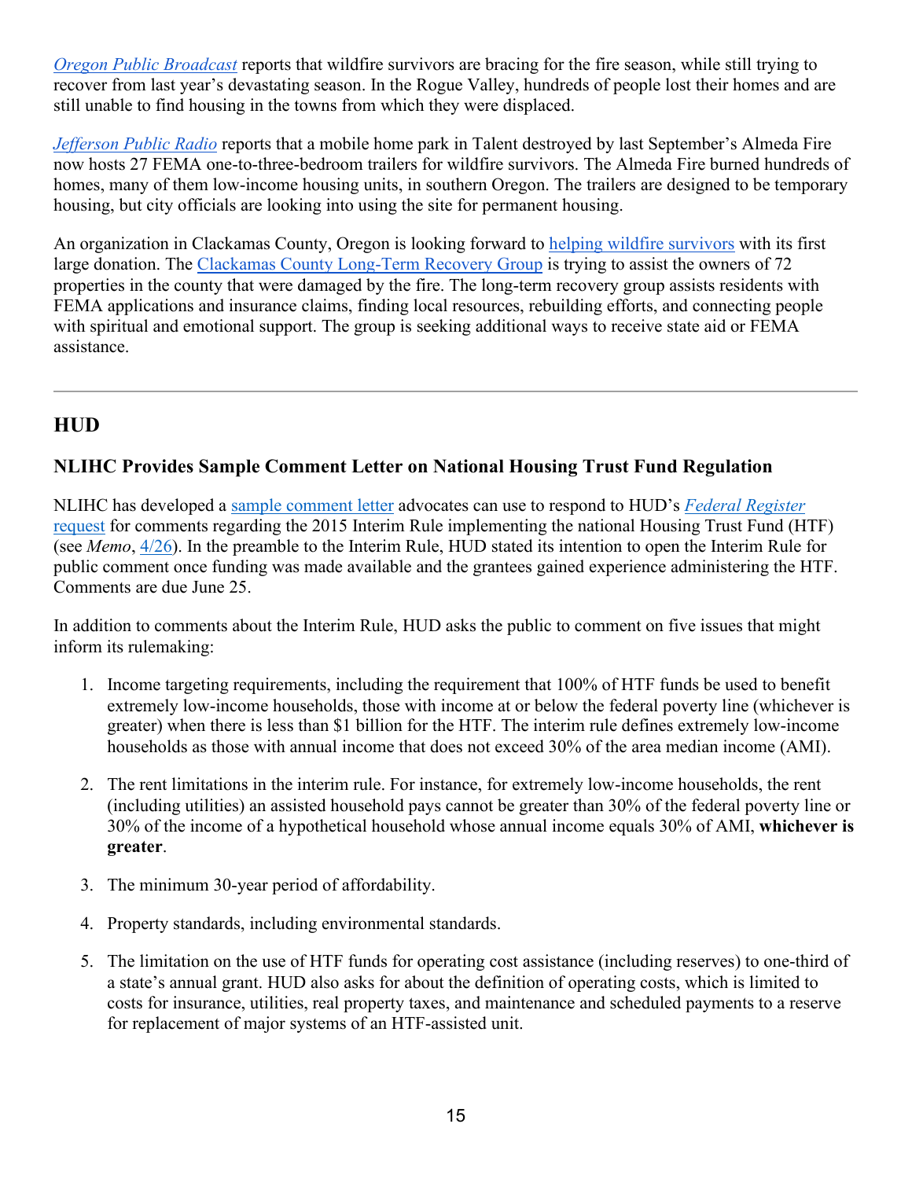*Oregon Public Broadcast* reports that wildfire survivors are bracing for the fire season, while still trying to recover from last year's devastating season. In the Rogue Valley, hundreds of people lost their homes and are still unable to find housing in the towns from which they were displaced.

*Jefferson Public Radio* reports that a mobile home park in Talent destroyed by last September's Almeda Fire now hosts 27 FEMA one-to-three-bedroom trailers for wildfire survivors. The Almeda Fire burned hundreds of homes, many of them low-income housing units, in southern Oregon. The trailers are designed to be temporary housing, but city officials are looking into using the site for permanent housing.

An organization in Clackamas County, Oregon is looking forward to helping wildfire survivors with its first large donation. The Clackamas County Long-Term Recovery Group is trying to assist the owners of 72 properties in the county that were damaged by the fire. The long-term recovery group assists residents with FEMA applications and insurance claims, finding local resources, rebuilding efforts, and connecting people with spiritual and emotional support. The group is seeking additional ways to receive state aid or FEMA assistance.

---

## HUD

### NLIHC Provides Sample Comment Letter on National Housing Trust Fund Regulation

NLIHC has developed a sample comment letter advocates can use to respond to HUD's *Federal Register* request for comments regarding the 2015 Interim Rule implementing the national Housing Trust Fund (HTF) (see *Memo*, 4/26). In the preamble to the Interim Rule, HUD stated its intention to open the Interim Rule for public comment once funding was made available and the grantees gained experience administering the HTF. Comments are due June 25.

In addition to comments about the Interim Rule, HUD asks the public to comment on five issues that might inform its rulemaking:

1. Income targeting requirements, including the requirement that 100% of HTF funds be used to benefit extremely low-income households, those with income at or below the federal poverty line (whichever is greater) when there is less than $1 billion for the HTF. The interim rule defines extremely low-income households as those with annual income that does not exceed 30% of the area median income (AMI).

2. The rent limitations in the interim rule. For instance, for extremely low-income households, the rent (including utilities) an assisted household pays cannot be greater than 30% of the federal poverty line or 30% of the income of a hypothetical household whose annual income equals 30% of AMI, **whichever is greater**.

3. The minimum 30-year period of affordability.

4. Property standards, including environmental standards.

5. The limitation on the use of HTF funds for operating cost assistance (including reserves) to one-third of a state's annual grant. HUD also asks for about the definition of operating costs, which is limited to costs for insurance, utilities, real property taxes, and maintenance and scheduled payments to a reserve for replacement of major systems of an HTF-assisted unit.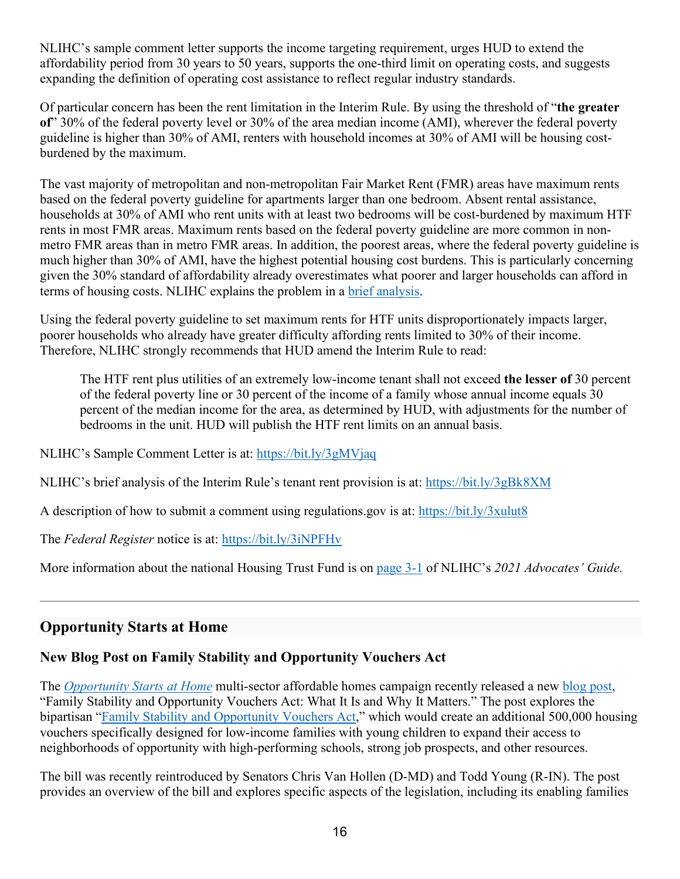NLIHC's sample comment letter supports the income targeting requirement, urges HUD to extend the affordability period from 30 years to 50 years, supports the one-third limit on operating costs, and suggests expanding the definition of operating cost assistance to reflect regular industry standards.

Of particular concern has been the rent limitation in the Interim Rule. By using the threshold of "**the greater of**" 30% of the federal poverty level or 30% of the area median income (AMI), wherever the federal poverty guideline is higher than 30% of AMI, renters with household incomes at 30% of AMI will be housing cost-burdened by the maximum.

The vast majority of metropolitan and non-metropolitan Fair Market Rent (FMR) areas have maximum rents based on the federal poverty guideline for apartments larger than one bedroom. Absent rental assistance, households at 30% of AMI who rent units with at least two bedrooms will be cost-burdened by maximum HTF rents in most FMR areas. Maximum rents based on the federal poverty guideline are more common in non-metro FMR areas than in metro FMR areas. In addition, the poorest areas, where the federal poverty guideline is much higher than 30% of AMI, have the highest potential housing cost burdens. This is particularly concerning given the 30% standard of affordability already overestimates what poorer and larger households can afford in terms of housing costs. NLIHC explains the problem in a brief analysis.

Using the federal poverty guideline to set maximum rents for HTF units disproportionately impacts larger, poorer households who already have greater difficulty affording rents limited to 30% of their income. Therefore, NLIHC strongly recommends that HUD amend the Interim Rule to read:

> The HTF rent plus utilities of an extremely low-income tenant shall not exceed **the lesser of** 30 percent of the federal poverty line or 30 percent of the income of a family whose annual income equals 30 percent of the median income for the area, as determined by HUD, with adjustments for the number of bedrooms in the unit. HUD will publish the HTF rent limits on an annual basis.

NLIHC's Sample Comment Letter is at: https://bit.ly/3gMVjaq

NLIHC's brief analysis of the Interim Rule's tenant rent provision is at: https://bit.ly/3gBk8XM

A description of how to submit a comment using regulations.gov is at: https://bit.ly/3xulut8

The *Federal Register* notice is at: https://bit.ly/3iNPFHv

More information about the national Housing Trust Fund is on page 3-1 of NLIHC's *2021 Advocates' Guide.*

---

## Opportunity Starts at Home

### New Blog Post on Family Stability and Opportunity Vouchers Act

The *Opportunity Starts at Home* multi-sector affordable homes campaign recently released a new blog post, "Family Stability and Opportunity Vouchers Act: What It Is and Why It Matters." The post explores the bipartisan "Family Stability and Opportunity Vouchers Act," which would create an additional 500,000 housing vouchers specifically designed for low-income families with young children to expand their access to neighborhoods of opportunity with high-performing schools, strong job prospects, and other resources.

The bill was recently reintroduced by Senators Chris Van Hollen (D-MD) and Todd Young (R-IN). The post provides an overview of the bill and explores specific aspects of the legislation, including its enabling families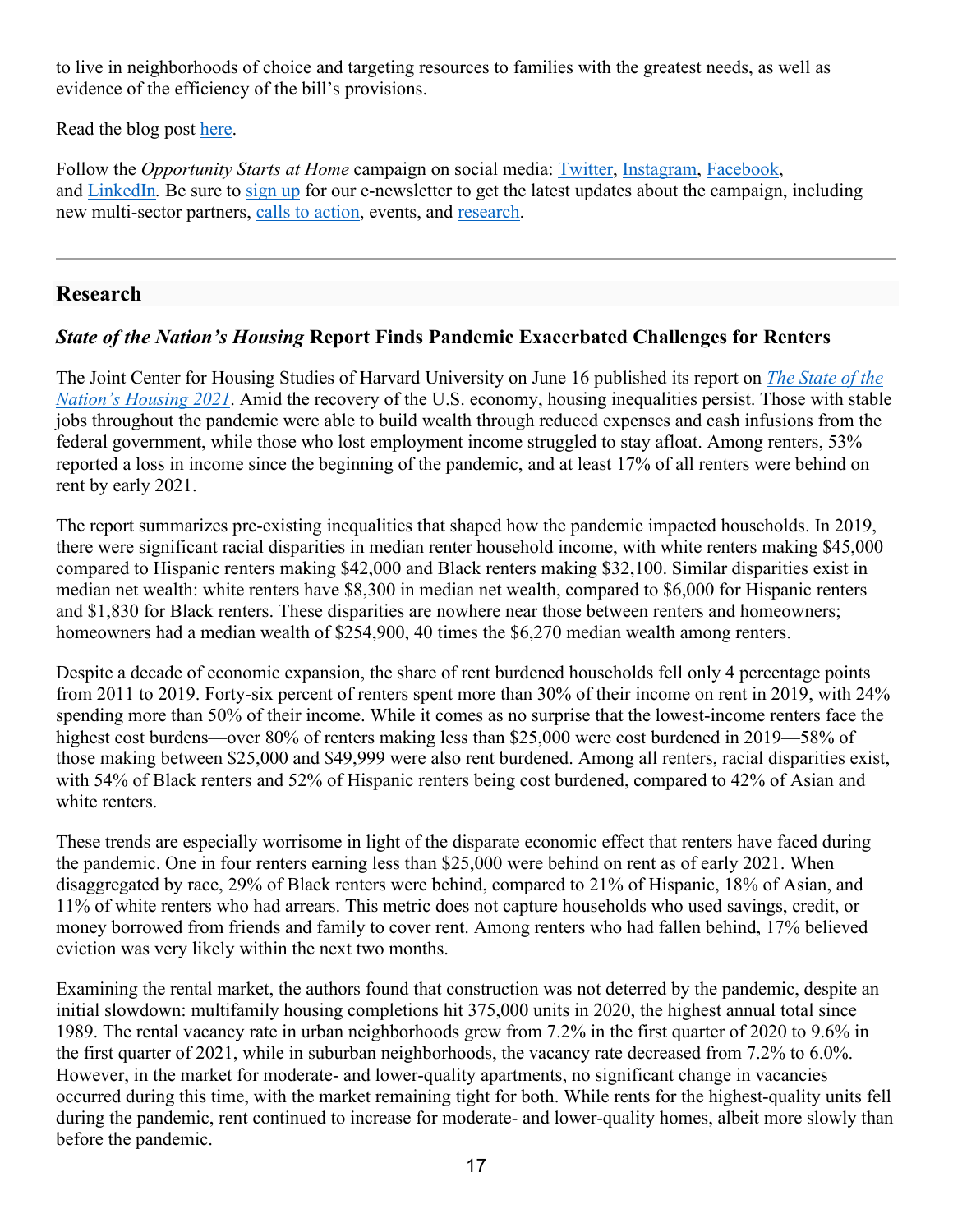to live in neighborhoods of choice and targeting resources to families with the greatest needs, as well as evidence of the efficiency of the bill's provisions.

Read the blog post here.

Follow the *Opportunity Starts at Home* campaign on social media: Twitter, Instagram, Facebook, and LinkedIn. Be sure to sign up for our e-newsletter to get the latest updates about the campaign, including new multi-sector partners, calls to action, events, and research.

---

## Research

### *State of the Nation's Housing* Report Finds Pandemic Exacerbated Challenges for Renters

The Joint Center for Housing Studies of Harvard University on June 16 published its report on *The State of the Nation's Housing 2021*. Amid the recovery of the U.S. economy, housing inequalities persist. Those with stable jobs throughout the pandemic were able to build wealth through reduced expenses and cash infusions from the federal government, while those who lost employment income struggled to stay afloat. Among renters, 53% reported a loss in income since the beginning of the pandemic, and at least 17% of all renters were behind on rent by early 2021.

The report summarizes pre-existing inequalities that shaped how the pandemic impacted households. In 2019, there were significant racial disparities in median renter household income, with white renters making $45,000 compared to Hispanic renters making $42,000 and Black renters making $32,100. Similar disparities exist in median net wealth: white renters have $8,300 in median net wealth, compared to $6,000 for Hispanic renters and $1,830 for Black renters. These disparities are nowhere near those between renters and homeowners; homeowners had a median wealth of $254,900, 40 times the $6,270 median wealth among renters.

Despite a decade of economic expansion, the share of rent burdened households fell only 4 percentage points from 2011 to 2019. Forty-six percent of renters spent more than 30% of their income on rent in 2019, with 24% spending more than 50% of their income. While it comes as no surprise that the lowest-income renters face the highest cost burdens—over 80% of renters making less than $25,000 were cost burdened in 2019—58% of those making between $25,000 and $49,999 were also rent burdened. Among all renters, racial disparities exist, with 54% of Black renters and 52% of Hispanic renters being cost burdened, compared to 42% of Asian and white renters.

These trends are especially worrisome in light of the disparate economic effect that renters have faced during the pandemic. One in four renters earning less than $25,000 were behind on rent as of early 2021. When disaggregated by race, 29% of Black renters were behind, compared to 21% of Hispanic, 18% of Asian, and 11% of white renters who had arrears. This metric does not capture households who used savings, credit, or money borrowed from friends and family to cover rent. Among renters who had fallen behind, 17% believed eviction was very likely within the next two months.

Examining the rental market, the authors found that construction was not deterred by the pandemic, despite an initial slowdown: multifamily housing completions hit 375,000 units in 2020, the highest annual total since 1989. The rental vacancy rate in urban neighborhoods grew from 7.2% in the first quarter of 2020 to 9.6% in the first quarter of 2021, while in suburban neighborhoods, the vacancy rate decreased from 7.2% to 6.0%. However, in the market for moderate- and lower-quality apartments, no significant change in vacancies occurred during this time, with the market remaining tight for both. While rents for the highest-quality units fell during the pandemic, rent continued to increase for moderate- and lower-quality homes, albeit more slowly than before the pandemic.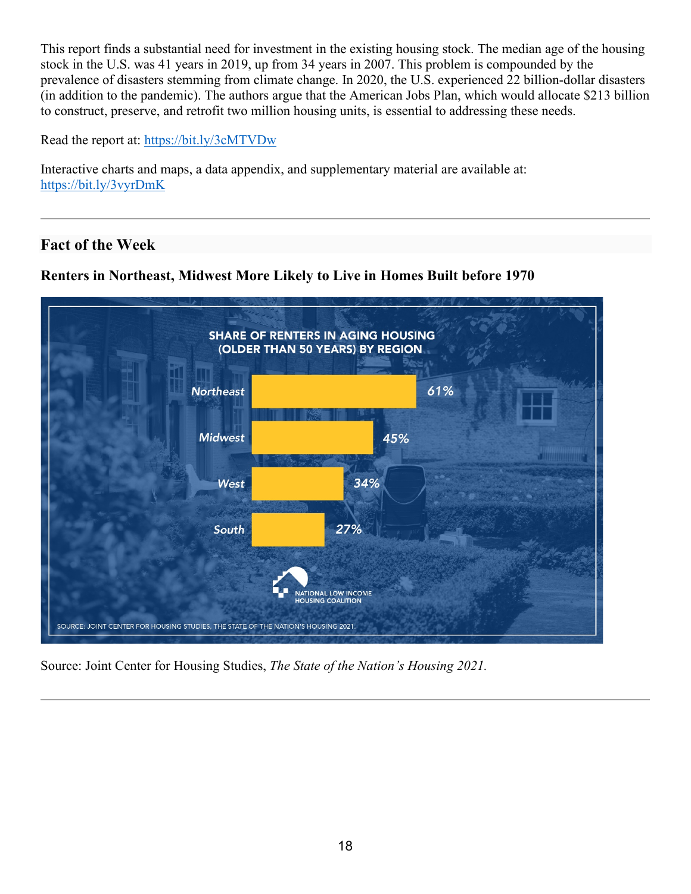This report finds a substantial need for investment in the existing housing stock. The median age of the housing stock in the U.S. was 41 years in 2019, up from 34 years in 2007. This problem is compounded by the prevalence of disasters stemming from climate change. In 2020, the U.S. experienced 22 billion-dollar disasters (in addition to the pandemic). The authors argue that the American Jobs Plan, which would allocate $213 billion to construct, preserve, and retrofit two million housing units, is essential to addressing these needs.

Read the report at: https://bit.ly/3cMTVDw

Interactive charts and maps, a data appendix, and supplementary material are available at: https://bit.ly/3vyrDmK

---

## Fact of the Week

### Renters in Northeast, Midwest More Likely to Live in Homes Built before 1970

SHARE OF RENTERS IN AGING HOUSING (OLDER THAN 50 YEARS) BY REGION

| Region | Share |
|---|---|
| Northeast | 61% |
| Midwest | 45% |
| West | 34% |
| South | 27% |

NATIONAL LOW INCOME HOUSING COALITION

SOURCE: JOINT CENTER FOR HOUSING STUDIES, THE STATE OF THE NATION'S HOUSING 2021.

Source: Joint Center for Housing Studies, *The State of the Nation's Housing 2021*.

---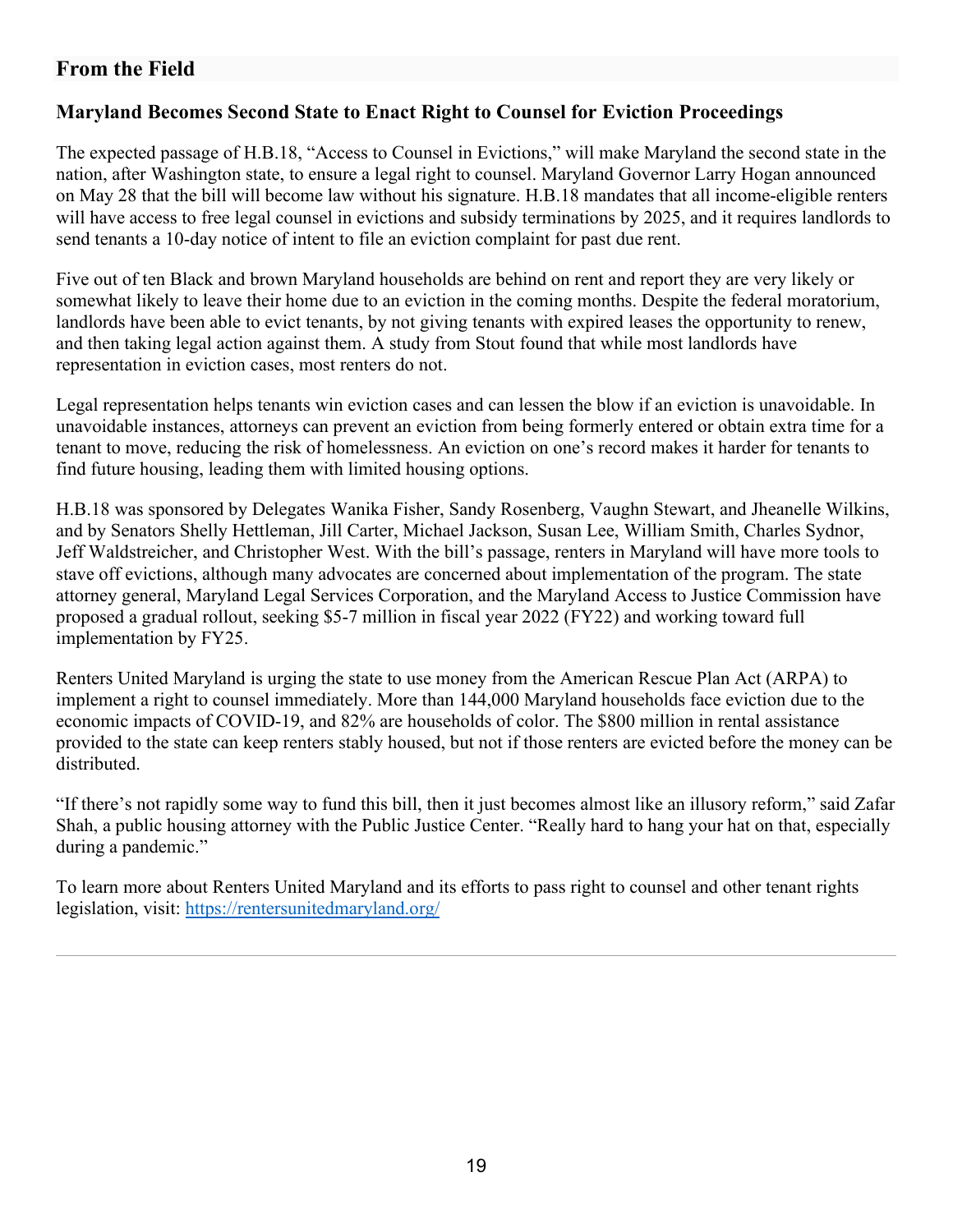## From the Field

### Maryland Becomes Second State to Enact Right to Counsel for Eviction Proceedings

The expected passage of H.B.18, "Access to Counsel in Evictions," will make Maryland the second state in the nation, after Washington state, to ensure a legal right to counsel. Maryland Governor Larry Hogan announced on May 28 that the bill will become law without his signature. H.B.18 mandates that all income-eligible renters will have access to free legal counsel in evictions and subsidy terminations by 2025, and it requires landlords to send tenants a 10-day notice of intent to file an eviction complaint for past due rent.

Five out of ten Black and brown Maryland households are behind on rent and report they are very likely or somewhat likely to leave their home due to an eviction in the coming months. Despite the federal moratorium, landlords have been able to evict tenants, by not giving tenants with expired leases the opportunity to renew, and then taking legal action against them. A study from Stout found that while most landlords have representation in eviction cases, most renters do not.

Legal representation helps tenants win eviction cases and can lessen the blow if an eviction is unavoidable. In unavoidable instances, attorneys can prevent an eviction from being formerly entered or obtain extra time for a tenant to move, reducing the risk of homelessness. An eviction on one's record makes it harder for tenants to find future housing, leading them with limited housing options.

H.B.18 was sponsored by Delegates Wanika Fisher, Sandy Rosenberg, Vaughn Stewart, and Jheanelle Wilkins, and by Senators Shelly Hettleman, Jill Carter, Michael Jackson, Susan Lee, William Smith, Charles Sydnor, Jeff Waldstreicher, and Christopher West. With the bill's passage, renters in Maryland will have more tools to stave off evictions, although many advocates are concerned about implementation of the program. The state attorney general, Maryland Legal Services Corporation, and the Maryland Access to Justice Commission have proposed a gradual rollout, seeking $5-7 million in fiscal year 2022 (FY22) and working toward full implementation by FY25.

Renters United Maryland is urging the state to use money from the American Rescue Plan Act (ARPA) to implement a right to counsel immediately. More than 144,000 Maryland households face eviction due to the economic impacts of COVID-19, and 82% are households of color. The $800 million in rental assistance provided to the state can keep renters stably housed, but not if those renters are evicted before the money can be distributed.

"If there's not rapidly some way to fund this bill, then it just becomes almost like an illusory reform," said Zafar Shah, a public housing attorney with the Public Justice Center. "Really hard to hang your hat on that, especially during a pandemic."

To learn more about Renters United Maryland and its efforts to pass right to counsel and other tenant rights legislation, visit: https://rentersunitedmaryland.org/

---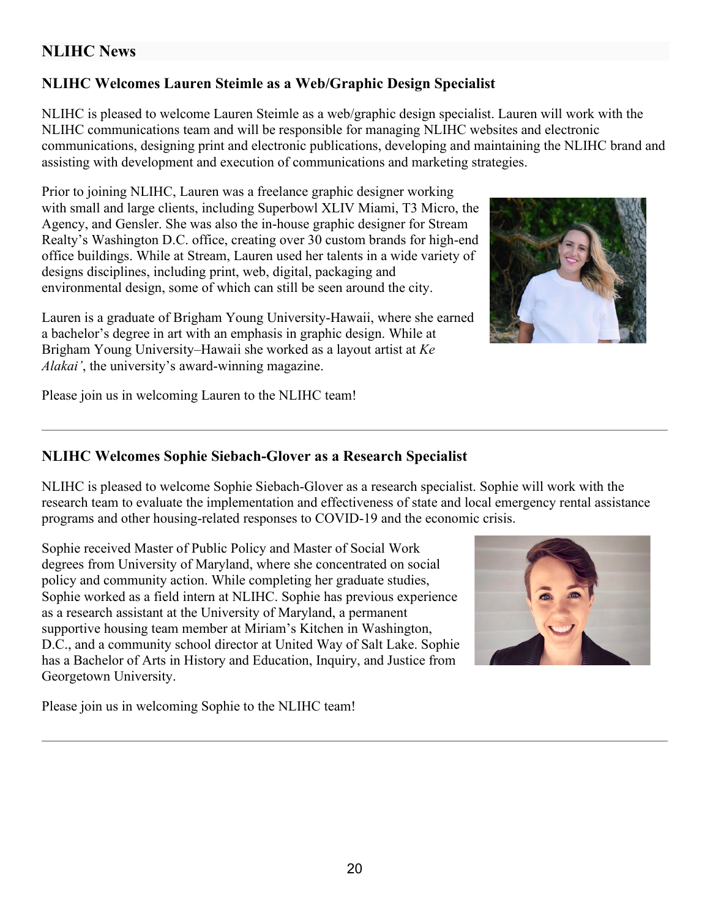## NLIHC News

### NLIHC Welcomes Lauren Steimle as a Web/Graphic Design Specialist

NLIHC is pleased to welcome Lauren Steimle as a web/graphic design specialist. Lauren will work with the NLIHC communications team and will be responsible for managing NLIHC websites and electronic communications, designing print and electronic publications, developing and maintaining the NLIHC brand and assisting with development and execution of communications and marketing strategies.

Prior to joining NLIHC, Lauren was a freelance graphic designer working with small and large clients, including Superbowl XLIV Miami, T3 Micro, the Agency, and Gensler. She was also the in-house graphic designer for Stream Realty's Washington D.C. office, creating over 30 custom brands for high-end office buildings. While at Stream, Lauren used her talents in a wide variety of designs disciplines, including print, web, digital, packaging and environmental design, some of which can still be seen around the city.

Lauren is a graduate of Brigham Young University-Hawaii, where she earned a bachelor's degree in art with an emphasis in graphic design. While at Brigham Young University–Hawaii she worked as a layout artist at *Ke Alakai'*, the university's award-winning magazine.

Please join us in welcoming Lauren to the NLIHC team!

---

### NLIHC Welcomes Sophie Siebach-Glover as a Research Specialist

NLIHC is pleased to welcome Sophie Siebach-Glover as a research specialist. Sophie will work with the research team to evaluate the implementation and effectiveness of state and local emergency rental assistance programs and other housing-related responses to COVID-19 and the economic crisis.

Sophie received Master of Public Policy and Master of Social Work degrees from University of Maryland, where she concentrated on social policy and community action. While completing her graduate studies, Sophie worked as a field intern at NLIHC. Sophie has previous experience as a research assistant at the University of Maryland, a permanent supportive housing team member at Miriam's Kitchen in Washington, D.C., and a community school director at United Way of Salt Lake. Sophie has a Bachelor of Arts in History and Education, Inquiry, and Justice from Georgetown University.

Please join us in welcoming Sophie to the NLIHC team!

---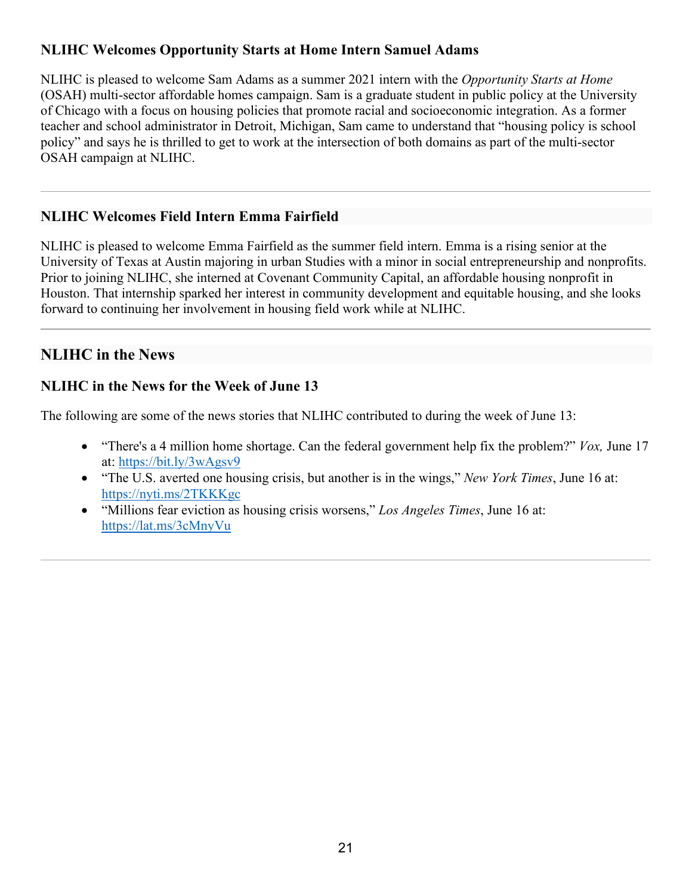### NLIHC Welcomes Opportunity Starts at Home Intern Samuel Adams

NLIHC is pleased to welcome Sam Adams as a summer 2021 intern with the *Opportunity Starts at Home* (OSAH) multi-sector affordable homes campaign. Sam is a graduate student in public policy at the University of Chicago with a focus on housing policies that promote racial and socioeconomic integration. As a former teacher and school administrator in Detroit, Michigan, Sam came to understand that "housing policy is school policy" and says he is thrilled to get to work at the intersection of both domains as part of the multi-sector OSAH campaign at NLIHC.

---

### NLIHC Welcomes Field Intern Emma Fairfield

NLIHC is pleased to welcome Emma Fairfield as the summer field intern. Emma is a rising senior at the University of Texas at Austin majoring in urban Studies with a minor in social entrepreneurship and nonprofits. Prior to joining NLIHC, she interned at Covenant Community Capital, an affordable housing nonprofit in Houston. That internship sparked her interest in community development and equitable housing, and she looks forward to continuing her involvement in housing field work while at NLIHC.

---

## NLIHC in the News

### NLIHC in the News for the Week of June 13

The following are some of the news stories that NLIHC contributed to during the week of June 13:

- "There's a 4 million home shortage. Can the federal government help fix the problem?" *Vox,* June 17 at: https://bit.ly/3wAgsv9
- "The U.S. averted one housing crisis, but another is in the wings," *New York Times*, June 16 at: https://nyti.ms/2TKKKgc
- "Millions fear eviction as housing crisis worsens," *Los Angeles Times*, June 16 at: https://lat.ms/3cMnyVu

---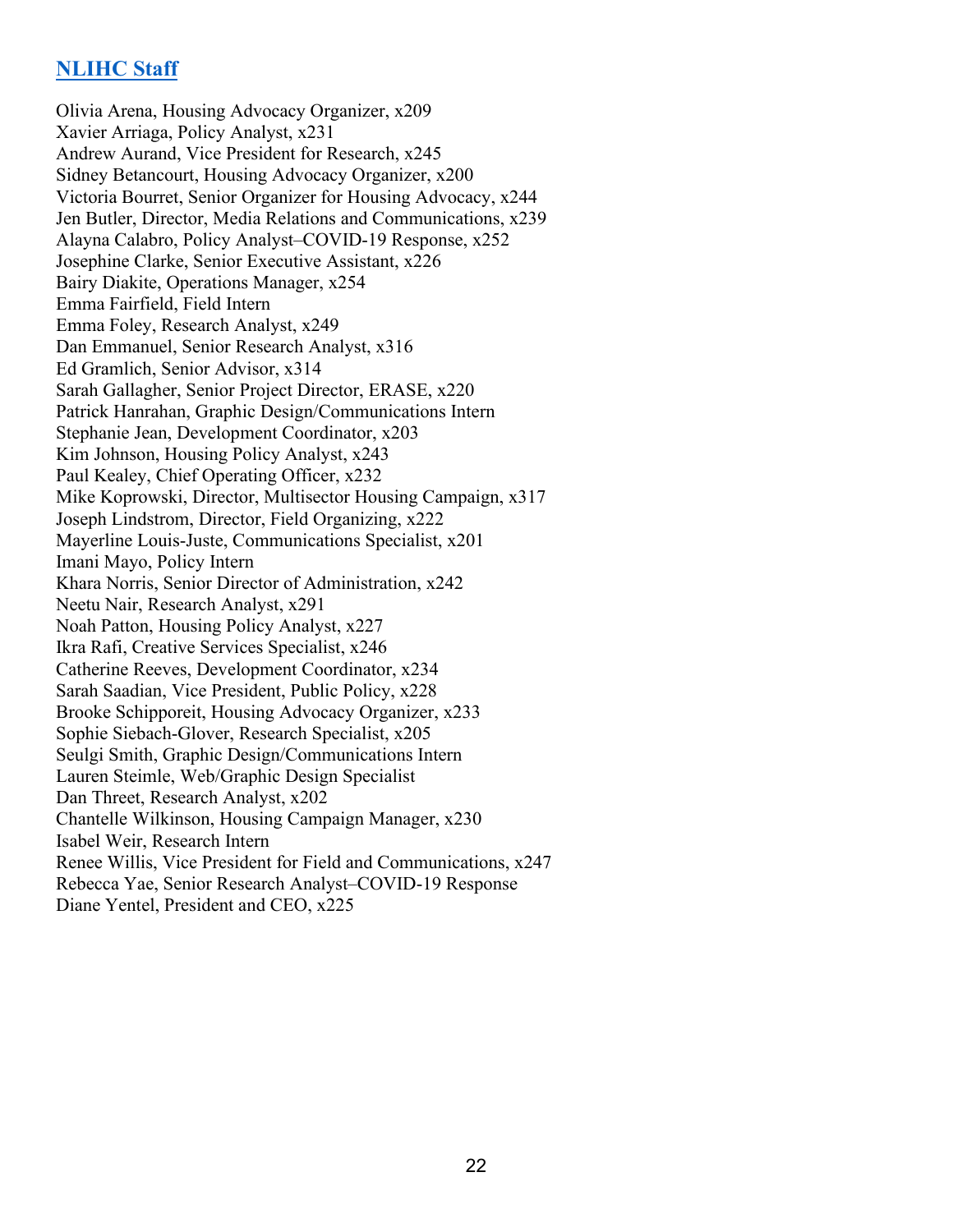## NLIHC Staff

Olivia Arena, Housing Advocacy Organizer, x209
Xavier Arriaga, Policy Analyst, x231
Andrew Aurand, Vice President for Research, x245
Sidney Betancourt, Housing Advocacy Organizer, x200
Victoria Bourret, Senior Organizer for Housing Advocacy, x244
Jen Butler, Director, Media Relations and Communications, x239
Alayna Calabro, Policy Analyst–COVID-19 Response, x252
Josephine Clarke, Senior Executive Assistant, x226
Bairy Diakite, Operations Manager, x254
Emma Fairfield, Field Intern
Emma Foley, Research Analyst, x249
Dan Emmanuel, Senior Research Analyst, x316
Ed Gramlich, Senior Advisor, x314
Sarah Gallagher, Senior Project Director, ERASE, x220
Patrick Hanrahan, Graphic Design/Communications Intern
Stephanie Jean, Development Coordinator, x203
Kim Johnson, Housing Policy Analyst, x243
Paul Kealey, Chief Operating Officer, x232
Mike Koprowski, Director, Multisector Housing Campaign, x317
Joseph Lindstrom, Director, Field Organizing, x222
Mayerline Louis-Juste, Communications Specialist, x201
Imani Mayo, Policy Intern
Khara Norris, Senior Director of Administration, x242
Neetu Nair, Research Analyst, x291
Noah Patton, Housing Policy Analyst, x227
Ikra Rafi, Creative Services Specialist, x246
Catherine Reeves, Development Coordinator, x234
Sarah Saadian, Vice President, Public Policy, x228
Brooke Schipporeit, Housing Advocacy Organizer, x233
Sophie Siebach-Glover, Research Specialist, x205
Seulgi Smith, Graphic Design/Communications Intern
Lauren Steimle, Web/Graphic Design Specialist
Dan Threet, Research Analyst, x202
Chantelle Wilkinson, Housing Campaign Manager, x230
Isabel Weir, Research Intern
Renee Willis, Vice President for Field and Communications, x247
Rebecca Yae, Senior Research Analyst–COVID-19 Response
Diane Yentel, President and CEO, x225